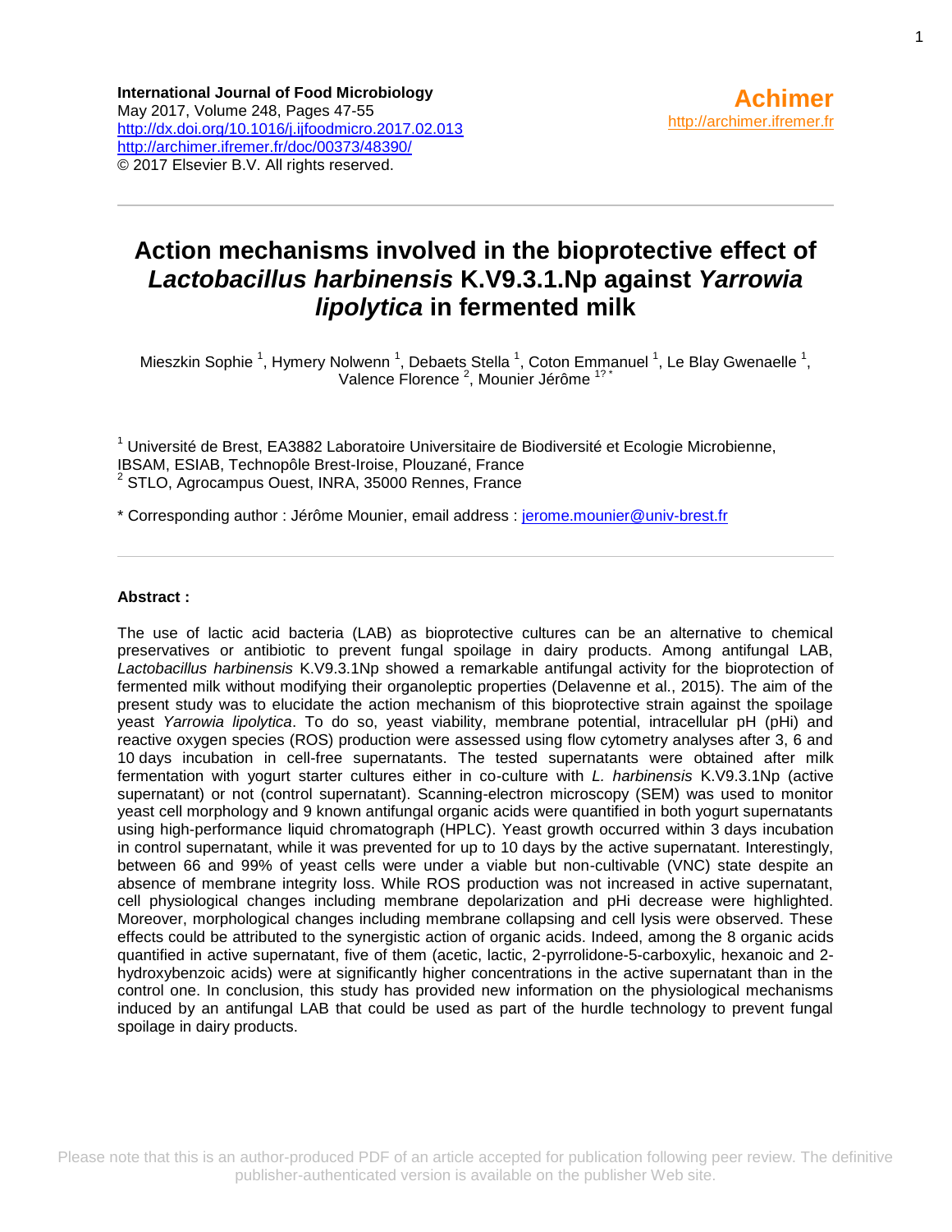International Journal of Food Microbiology
May 2017, Volume 248, Pages 47-55
http://dx.doi.org/10.1016/j.ijfoodmicro.2017.02.013
http://archimer.ifremer.fr/doc/00373/48390/
© 2017 Elsevier B.V. All rights reserved.

Achimer
http://archimer.ifremer.fr

# Action mechanisms involved in the bioprotective effect of *Lactobacillus harbinensis* K.V9.3.1.Np against *Yarrowia lipolytica* in fermented milk

Mieszkin Sophie [1], Hymery Nolwenn [1], Debaets Stella [1], Coton Emmanuel [1], Le Blay Gwenaelle [1], Valence Florence [2], Mounier Jérôme [1?*]

[1] Université de Brest, EA3882 Laboratoire Universitaire de Biodiversité et Ecologie Microbienne, IBSAM, ESIAB, Technopôle Brest-Iroise, Plouzané, France
[2] STLO, Agrocampus Ouest, INRA, 35000 Rennes, France

* Corresponding author : Jérôme Mounier, email address : jerome.mounier@univ-brest.fr

**Abstract :**

The use of lactic acid bacteria (LAB) as bioprotective cultures can be an alternative to chemical preservatives or antibiotic to prevent fungal spoilage in dairy products. Among antifungal LAB, *Lactobacillus harbinensis* K.V9.3.1Np showed a remarkable antifungal activity for the bioprotection of fermented milk without modifying their organoleptic properties (Delavenne et al., 2015). The aim of the present study was to elucidate the action mechanism of this bioprotective strain against the spoilage yeast *Yarrowia lipolytica*. To do so, yeast viability, membrane potential, intracellular pH (pHi) and reactive oxygen species (ROS) production were assessed using flow cytometry analyses after 3, 6 and 10 days incubation in cell-free supernatants. The tested supernatants were obtained after milk fermentation with yogurt starter cultures either in co-culture with *L. harbinensis* K.V9.3.1Np (active supernatant) or not (control supernatant). Scanning-electron microscopy (SEM) was used to monitor yeast cell morphology and 9 known antifungal organic acids were quantified in both yogurt supernatants using high-performance liquid chromatograph (HPLC). Yeast growth occurred within 3 days incubation in control supernatant, while it was prevented for up to 10 days by the active supernatant. Interestingly, between 66 and 99% of yeast cells were under a viable but non-cultivable (VNC) state despite an absence of membrane integrity loss. While ROS production was not increased in active supernatant, cell physiological changes including membrane depolarization and pHi decrease were highlighted. Moreover, morphological changes including membrane collapsing and cell lysis were observed. These effects could be attributed to the synergistic action of organic acids. Indeed, among the 8 organic acids quantified in active supernatant, five of them (acetic, lactic, 2-pyrrolidone-5-carboxylic, hexanoic and 2-hydroxybenzoic acids) were at significantly higher concentrations in the active supernatant than in the control one. In conclusion, this study has provided new information on the physiological mechanisms induced by an antifungal LAB that could be used as part of the hurdle technology to prevent fungal spoilage in dairy products.

Please note that this is an author-produced PDF of an article accepted for publication following peer review. The definitive publisher-authenticated version is available on the publisher Web site.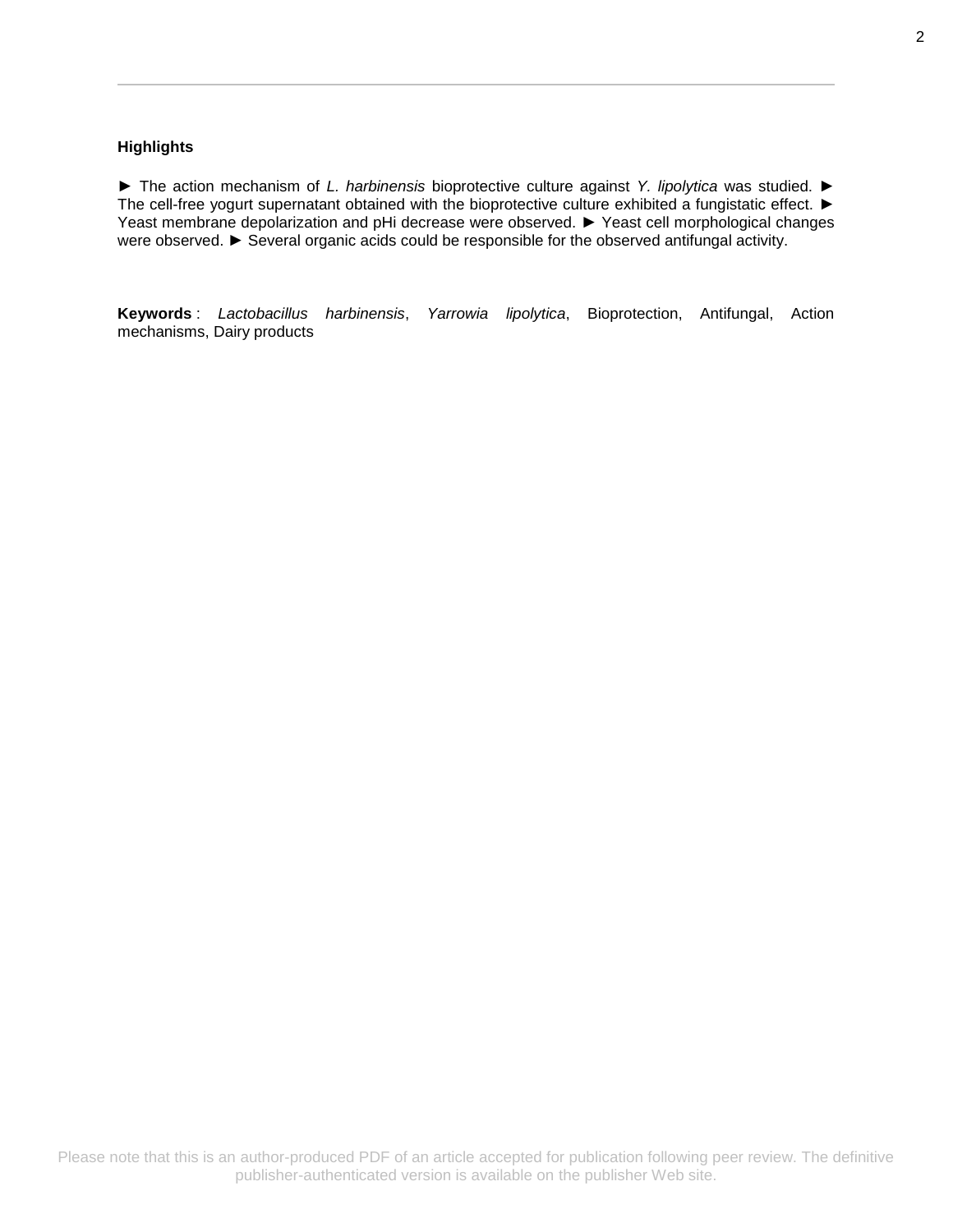**Highlights**

► The action mechanism of *L. harbinensis* bioprotective culture against *Y. lipolytica* was studied. ► The cell-free yogurt supernatant obtained with the bioprotective culture exhibited a fungistatic effect. ► Yeast membrane depolarization and pHi decrease were observed. ► Yeast cell morphological changes were observed. ► Several organic acids could be responsible for the observed antifungal activity.

**Keywords** : *Lactobacillus harbinensis*, *Yarrowia lipolytica*, Bioprotection, Antifungal, Action mechanisms, Dairy products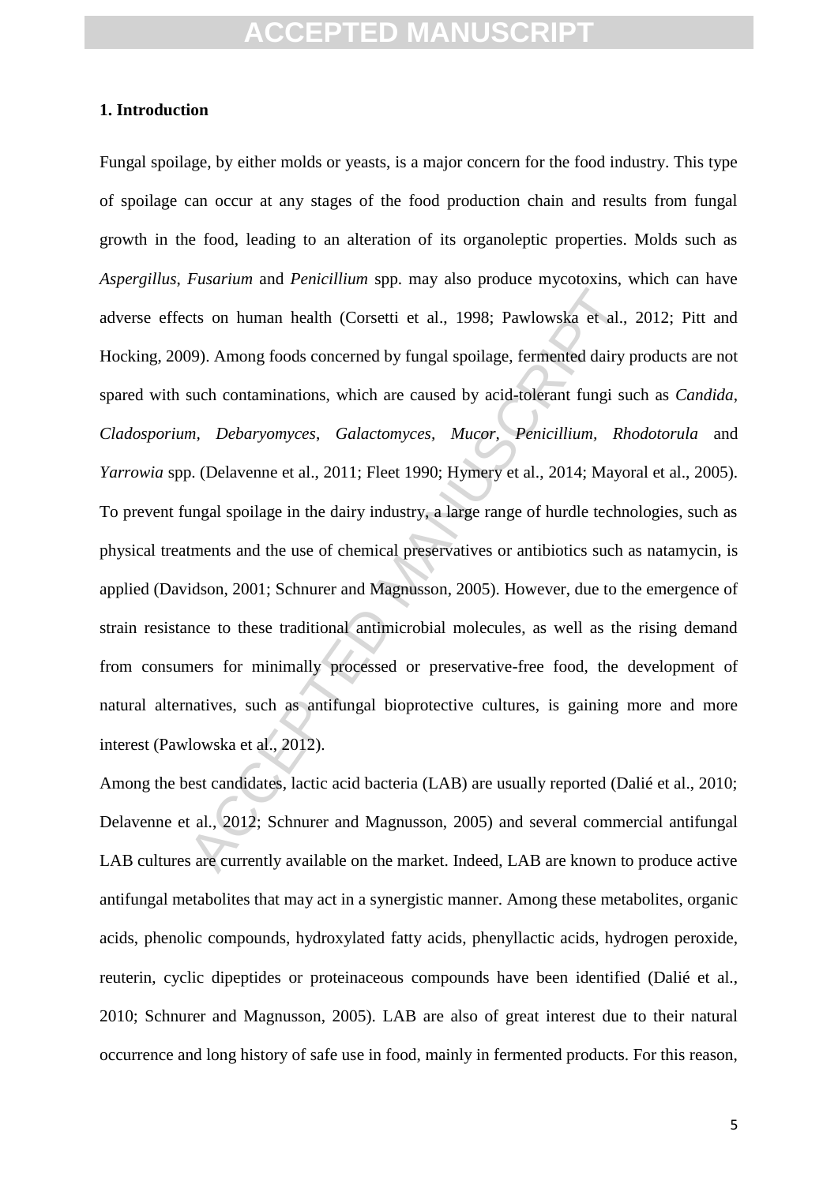## 1. Introduction

Fungal spoilage, by either molds or yeasts, is a major concern for the food industry. This type of spoilage can occur at any stages of the food production chain and results from fungal growth in the food, leading to an alteration of its organoleptic properties. Molds such as *Aspergillus*, *Fusarium* and *Penicillium* spp. may also produce mycotoxins, which can have adverse effects on human health (Corsetti et al., 1998; Pawlowska et al., 2012; Pitt and Hocking, 2009). Among foods concerned by fungal spoilage, fermented dairy products are not spared with such contaminations, which are caused by acid-tolerant fungi such as *Candida*, *Cladosporium*, *Debaryomyces*, *Galactomyces*, *Mucor*, *Penicillium*, *Rhodotorula* and *Yarrowia* spp. (Delavenne et al., 2011; Fleet 1990; Hymery et al., 2014; Mayoral et al., 2005). To prevent fungal spoilage in the dairy industry, a large range of hurdle technologies, such as physical treatments and the use of chemical preservatives or antibiotics such as natamycin, is applied (Davidson, 2001; Schnurer and Magnusson, 2005). However, due to the emergence of strain resistance to these traditional antimicrobial molecules, as well as the rising demand from consumers for minimally processed or preservative-free food, the development of natural alternatives, such as antifungal bioprotective cultures, is gaining more and more interest (Pawlowska et al., 2012).

Among the best candidates, lactic acid bacteria (LAB) are usually reported (Dalié et al., 2010; Delavenne et al., 2012; Schnurer and Magnusson, 2005) and several commercial antifungal LAB cultures are currently available on the market. Indeed, LAB are known to produce active antifungal metabolites that may act in a synergistic manner. Among these metabolites, organic acids, phenolic compounds, hydroxylated fatty acids, phenyllactic acids, hydrogen peroxide, reuterin, cyclic dipeptides or proteinaceous compounds have been identified (Dalié et al., 2010; Schnurer and Magnusson, 2005). LAB are also of great interest due to their natural occurrence and long history of safe use in food, mainly in fermented products. For this reason,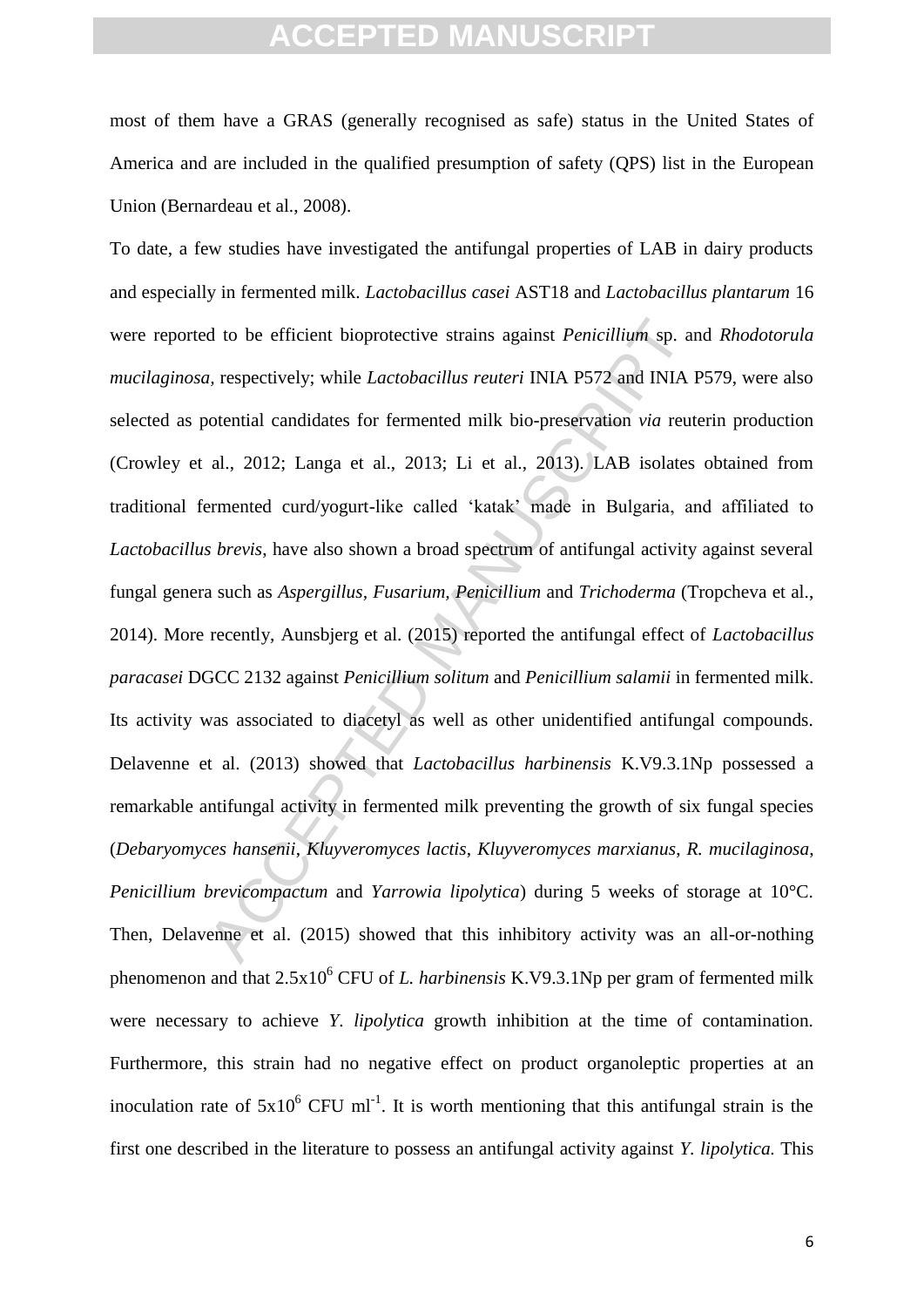most of them have a GRAS (generally recognised as safe) status in the United States of America and are included in the qualified presumption of safety (QPS) list in the European Union (Bernardeau et al., 2008).

To date, a few studies have investigated the antifungal properties of LAB in dairy products and especially in fermented milk. *Lactobacillus casei* AST18 and *Lactobacillus plantarum* 16 were reported to be efficient bioprotective strains against *Penicillium* sp. and *Rhodotorula mucilaginosa,* respectively; while *Lactobacillus reuteri* INIA P572 and INIA P579, were also selected as potential candidates for fermented milk bio-preservation *via* reuterin production (Crowley et al., 2012; Langa et al., 2013; Li et al., 2013). LAB isolates obtained from traditional fermented curd/yogurt-like called 'katak' made in Bulgaria, and affiliated to *Lactobacillus brevis*, have also shown a broad spectrum of antifungal activity against several fungal genera such as *Aspergillus, Fusarium, Penicillium* and *Trichoderma* (Tropcheva et al., 2014). More recently, Aunsbjerg et al. (2015) reported the antifungal effect of *Lactobacillus paracasei* DGCC 2132 against *Penicillium solitum* and *Penicillium salamii* in fermented milk. Its activity was associated to diacetyl as well as other unidentified antifungal compounds. Delavenne et al. (2013) showed that *Lactobacillus harbinensis* K.V9.3.1Np possessed a remarkable antifungal activity in fermented milk preventing the growth of six fungal species (*Debaryomyces hansenii*, *Kluyveromyces lactis*, *Kluyveromyces marxianus*, *R. mucilaginosa*, *Penicillium brevicompactum* and *Yarrowia lipolytica*) during 5 weeks of storage at 10°C. Then, Delavenne et al. (2015) showed that this inhibitory activity was an all-or-nothing phenomenon and that $2.5 \times 10^6$ CFU of *L. harbinensis* K.V9.3.1Np per gram of fermented milk were necessary to achieve *Y. lipolytica* growth inhibition at the time of contamination. Furthermore, this strain had no negative effect on product organoleptic properties at an inoculation rate of $5 \times 10^6$ CFU $ml^{-1}$. It is worth mentioning that this antifungal strain is the first one described in the literature to possess an antifungal activity against *Y. lipolytica.* This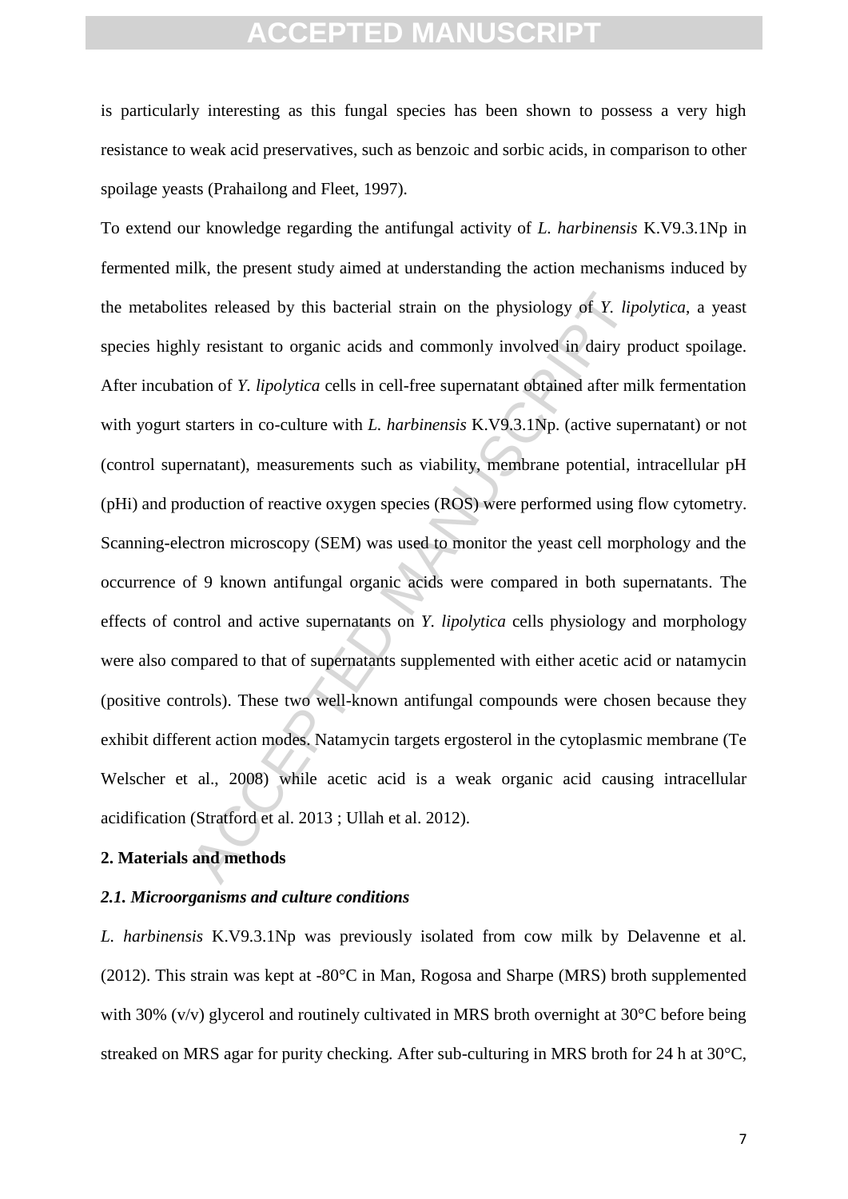is particularly interesting as this fungal species has been shown to possess a very high resistance to weak acid preservatives, such as benzoic and sorbic acids, in comparison to other spoilage yeasts (Prahailong and Fleet, 1997).

To extend our knowledge regarding the antifungal activity of *L. harbinensis* K.V9.3.1Np in fermented milk, the present study aimed at understanding the action mechanisms induced by the metabolites released by this bacterial strain on the physiology of *Y. lipolytica*, a yeast species highly resistant to organic acids and commonly involved in dairy product spoilage. After incubation of *Y. lipolytica* cells in cell-free supernatant obtained after milk fermentation with yogurt starters in co-culture with *L. harbinensis* K.V9.3.1Np. (active supernatant) or not (control supernatant), measurements such as viability, membrane potential, intracellular pH (pHi) and production of reactive oxygen species (ROS) were performed using flow cytometry. Scanning-electron microscopy (SEM) was used to monitor the yeast cell morphology and the occurrence of 9 known antifungal organic acids were compared in both supernatants. The effects of control and active supernatants on *Y. lipolytica* cells physiology and morphology were also compared to that of supernatants supplemented with either acetic acid or natamycin (positive controls). These two well-known antifungal compounds were chosen because they exhibit different action modes. Natamycin targets ergosterol in the cytoplasmic membrane (Te Welscher et al., 2008) while acetic acid is a weak organic acid causing intracellular acidification (Stratford et al. 2013 ; Ullah et al. 2012).

## 2. Materials and methods

### *2.1. Microorganisms and culture conditions*

*L. harbinensis* K.V9.3.1Np was previously isolated from cow milk by Delavenne et al. (2012). This strain was kept at -80°C in Man, Rogosa and Sharpe (MRS) broth supplemented with 30% (v/v) glycerol and routinely cultivated in MRS broth overnight at 30°C before being streaked on MRS agar for purity checking. After sub-culturing in MRS broth for 24 h at 30°C,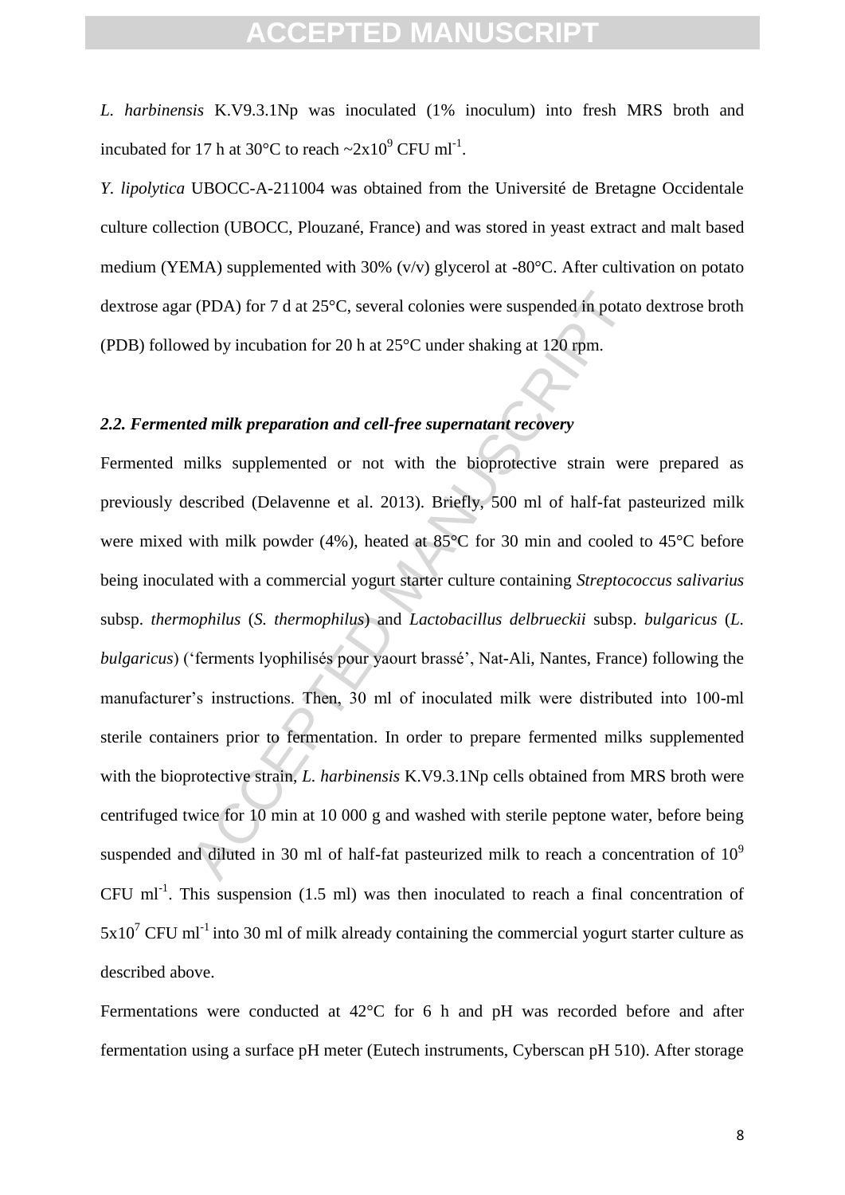*L. harbinensis* K.V9.3.1Np was inoculated (1% inoculum) into fresh MRS broth and incubated for 17 h at 30°C to reach ~$2x10^9$ CFU $ml^{-1}$.

*Y. lipolytica* UBOCC-A-211004 was obtained from the Université de Bretagne Occidentale culture collection (UBOCC, Plouzané, France) and was stored in yeast extract and malt based medium (YEMA) supplemented with 30% (v/v) glycerol at -80°C. After cultivation on potato dextrose agar (PDA) for 7 d at 25°C, several colonies were suspended in potato dextrose broth (PDB) followed by incubation for 20 h at 25°C under shaking at 120 rpm.

### *2.2. Fermented milk preparation and cell-free supernatant recovery*

Fermented milks supplemented or not with the bioprotective strain were prepared as previously described (Delavenne et al. 2013). Briefly, 500 ml of half-fat pasteurized milk were mixed with milk powder (4%), heated at 85°C for 30 min and cooled to 45°C before being inoculated with a commercial yogurt starter culture containing *Streptococcus salivarius* subsp. *thermophilus* (*S. thermophilus*) and *Lactobacillus delbrueckii* subsp. *bulgaricus* (*L. bulgaricus*) ('ferments lyophilisés pour yaourt brassé', Nat-Ali, Nantes, France) following the manufacturer's instructions. Then, 30 ml of inoculated milk were distributed into 100-ml sterile containers prior to fermentation. In order to prepare fermented milks supplemented with the bioprotective strain, *L. harbinensis* K.V9.3.1Np cells obtained from MRS broth were centrifuged twice for 10 min at 10 000 g and washed with sterile peptone water, before being suspended and diluted in 30 ml of half-fat pasteurized milk to reach a concentration of $10^9$ CFU $ml^{-1}$. This suspension (1.5 ml) was then inoculated to reach a final concentration of $5x10^7$ CFU $ml^{-1}$ into 30 ml of milk already containing the commercial yogurt starter culture as described above.

Fermentations were conducted at 42°C for 6 h and pH was recorded before and after fermentation using a surface pH meter (Eutech instruments, Cyberscan pH 510). After storage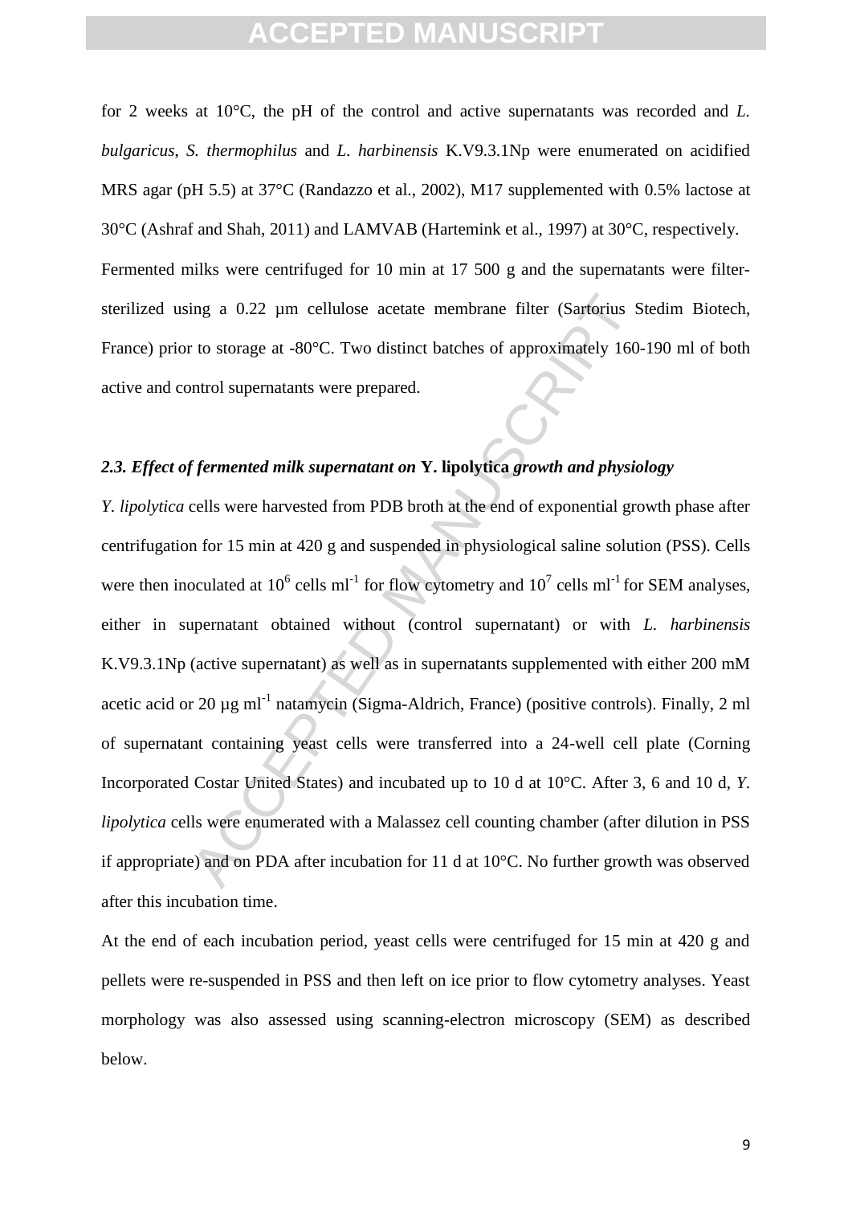for 2 weeks at 10°C, the pH of the control and active supernatants was recorded and *L. bulgaricus*, *S. thermophilus* and *L. harbinensis* K.V9.3.1Np were enumerated on acidified MRS agar (pH 5.5) at 37°C (Randazzo et al., 2002), M17 supplemented with 0.5% lactose at 30°C (Ashraf and Shah, 2011) and LAMVAB (Hartemink et al., 1997) at 30°C, respectively.

Fermented milks were centrifuged for 10 min at 17 500 g and the supernatants were filter-sterilized using a 0.22 µm cellulose acetate membrane filter (Sartorius Stedim Biotech, France) prior to storage at -80°C. Two distinct batches of approximately 160-190 ml of both active and control supernatants were prepared.

### *2.3. Effect of fermented milk supernatant on* **Y. lipolytica** *growth and physiology*

*Y. lipolytica* cells were harvested from PDB broth at the end of exponential growth phase after centrifugation for 15 min at 420 g and suspended in physiological saline solution (PSS). Cells were then inoculated at $10^6$ cells ml$^{-1}$ for flow cytometry and $10^7$ cells ml$^{-1}$ for SEM analyses, either in supernatant obtained without (control supernatant) or with *L. harbinensis* K.V9.3.1Np (active supernatant) as well as in supernatants supplemented with either 200 mM acetic acid or 20 µg ml$^{-1}$ natamycin (Sigma-Aldrich, France) (positive controls). Finally, 2 ml of supernatant containing yeast cells were transferred into a 24-well cell plate (Corning Incorporated Costar United States) and incubated up to 10 d at 10°C. After 3, 6 and 10 d, *Y. lipolytica* cells were enumerated with a Malassez cell counting chamber (after dilution in PSS if appropriate) and on PDA after incubation for 11 d at 10°C. No further growth was observed after this incubation time.

At the end of each incubation period, yeast cells were centrifuged for 15 min at 420 g and pellets were re-suspended in PSS and then left on ice prior to flow cytometry analyses. Yeast morphology was also assessed using scanning-electron microscopy (SEM) as described below.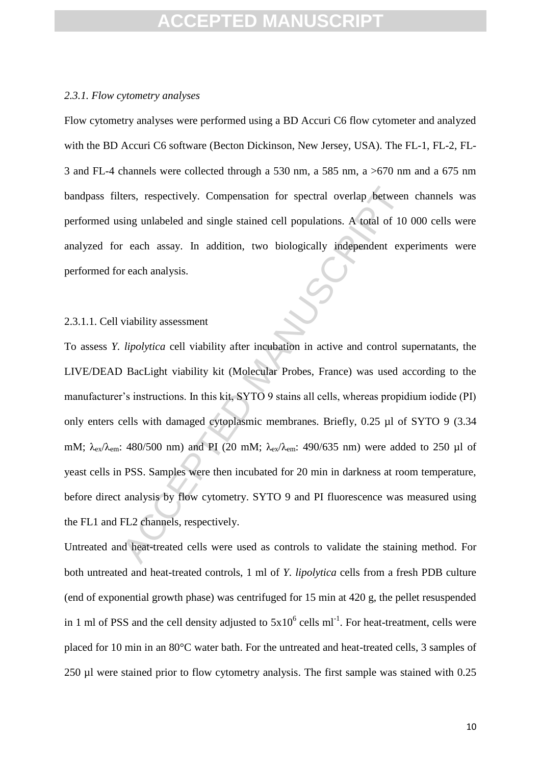### *2.3.1. Flow cytometry analyses*

Flow cytometry analyses were performed using a BD Accuri C6 flow cytometer and analyzed with the BD Accuri C6 software (Becton Dickinson, New Jersey, USA). The FL-1, FL-2, FL-3 and FL-4 channels were collected through a 530 nm, a 585 nm, a >670 nm and a 675 nm bandpass filters, respectively. Compensation for spectral overlap between channels was performed using unlabeled and single stained cell populations. A total of 10 000 cells were analyzed for each assay. In addition, two biologically independent experiments were performed for each analysis.

#### 2.3.1.1. Cell viability assessment

To assess *Y. lipolytica* cell viability after incubation in active and control supernatants, the LIVE/DEAD BacLight viability kit (Molecular Probes, France) was used according to the manufacturer's instructions. In this kit, SYTO 9 stains all cells, whereas propidium iodide (PI) only enters cells with damaged cytoplasmic membranes. Briefly, 0.25 µl of SYTO 9 (3.34 mM; $\lambda_{ex}/\lambda_{em}$: 480/500 nm) and PI (20 mM; $\lambda_{ex}/\lambda_{em}$: 490/635 nm) were added to 250 µl of yeast cells in PSS. Samples were then incubated for 20 min in darkness at room temperature, before direct analysis by flow cytometry. SYTO 9 and PI fluorescence was measured using the FL1 and FL2 channels, respectively.

Untreated and heat-treated cells were used as controls to validate the staining method. For both untreated and heat-treated controls, 1 ml of *Y. lipolytica* cells from a fresh PDB culture (end of exponential growth phase) was centrifuged for 15 min at 420 g, the pellet resuspended in 1 ml of PSS and the cell density adjusted to $5x10^6$ cells $ml^{-1}$. For heat-treatment, cells were placed for 10 min in an 80°C water bath. For the untreated and heat-treated cells, 3 samples of 250 µl were stained prior to flow cytometry analysis. The first sample was stained with 0.25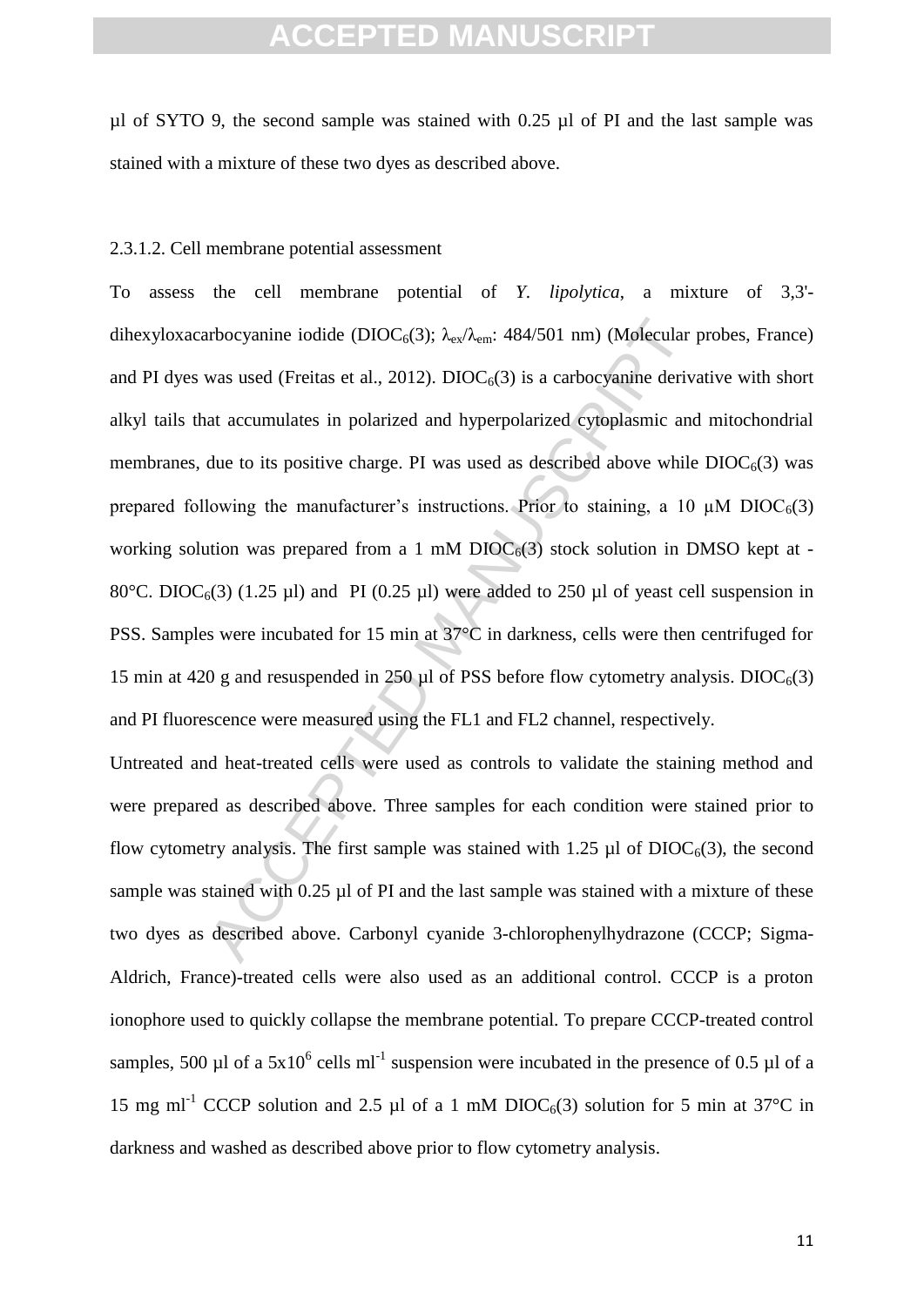µl of SYTO 9, the second sample was stained with 0.25 µl of PI and the last sample was stained with a mixture of these two dyes as described above.

2.3.1.2. Cell membrane potential assessment

To assess the cell membrane potential of *Y. lipolytica*, a mixture of 3,3'-dihexyloxacarbocyanine iodide ($DIOC_6(3)$; $\lambda_{ex}/\lambda_{em}$: 484/501 nm) (Molecular probes, France) and PI dyes was used (Freitas et al., 2012). $DIOC_6(3)$ is a carbocyanine derivative with short alkyl tails that accumulates in polarized and hyperpolarized cytoplasmic and mitochondrial membranes, due to its positive charge. PI was used as described above while $DIOC_6(3)$ was prepared following the manufacturer's instructions. Prior to staining, a 10 µM $DIOC_6(3)$ working solution was prepared from a 1 mM $DIOC_6(3)$ stock solution in DMSO kept at -80°C. $DIOC_6(3)$ (1.25 µl) and PI (0.25 µl) were added to 250 µl of yeast cell suspension in PSS. Samples were incubated for 15 min at 37°C in darkness, cells were then centrifuged for 15 min at 420 g and resuspended in 250 µl of PSS before flow cytometry analysis. $DIOC_6(3)$ and PI fluorescence were measured using the FL1 and FL2 channel, respectively.

Untreated and heat-treated cells were used as controls to validate the staining method and were prepared as described above. Three samples for each condition were stained prior to flow cytometry analysis. The first sample was stained with 1.25 µl of $DIOC_6(3)$, the second sample was stained with 0.25 µl of PI and the last sample was stained with a mixture of these two dyes as described above. Carbonyl cyanide 3-chlorophenylhydrazone (CCCP; Sigma-Aldrich, France)-treated cells were also used as an additional control. CCCP is a proton ionophore used to quickly collapse the membrane potential. To prepare CCCP-treated control samples, 500 µl of a $5 \times 10^6$ cells $ml^{-1}$ suspension were incubated in the presence of 0.5 µl of a 15 mg $ml^{-1}$ CCCP solution and 2.5 µl of a 1 mM $DIOC_6(3)$ solution for 5 min at 37°C in darkness and washed as described above prior to flow cytometry analysis.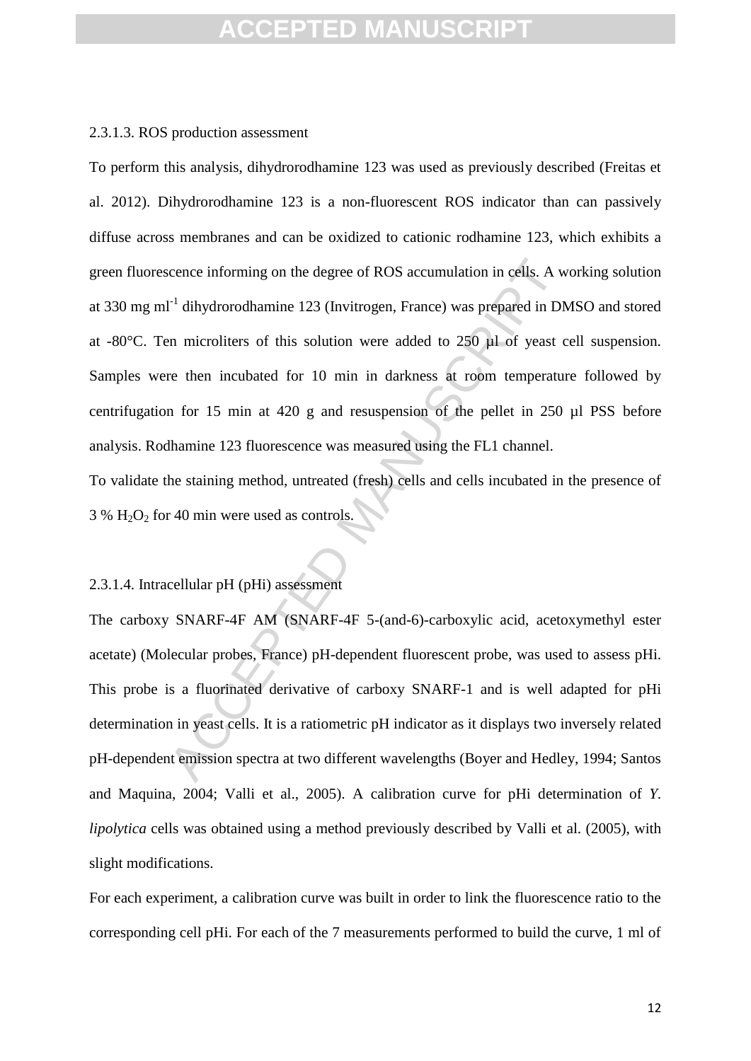2.3.1.3. ROS production assessment

To perform this analysis, dihydrorodhamine 123 was used as previously described (Freitas et al. 2012). Dihydrorodhamine 123 is a non-fluorescent ROS indicator than can passively diffuse across membranes and can be oxidized to cationic rodhamine 123, which exhibits a green fluorescence informing on the degree of ROS accumulation in cells. A working solution at 330 mg $ml^{-1}$ dihydrorodhamine 123 (Invitrogen, France) was prepared in DMSO and stored at -80°C. Ten microliters of this solution were added to 250 µl of yeast cell suspension. Samples were then incubated for 10 min in darkness at room temperature followed by centrifugation for 15 min at 420 g and resuspension of the pellet in 250 µl PSS before analysis. Rodhamine 123 fluorescence was measured using the FL1 channel.

To validate the staining method, untreated (fresh) cells and cells incubated in the presence of 3 % $H_2O_2$ for 40 min were used as controls.

2.3.1.4. Intracellular pH (pHi) assessment

The carboxy SNARF-4F AM (SNARF-4F 5-(and-6)-carboxylic acid, acetoxymethyl ester acetate) (Molecular probes, France) pH-dependent fluorescent probe, was used to assess pHi. This probe is a fluorinated derivative of carboxy SNARF-1 and is well adapted for pHi determination in yeast cells. It is a ratiometric pH indicator as it displays two inversely related pH-dependent emission spectra at two different wavelengths (Boyer and Hedley, 1994; Santos and Maquina, 2004; Valli et al., 2005). A calibration curve for pHi determination of *Y. lipolytica* cells was obtained using a method previously described by Valli et al. (2005), with slight modifications.

For each experiment, a calibration curve was built in order to link the fluorescence ratio to the corresponding cell pHi. For each of the 7 measurements performed to build the curve, 1 ml of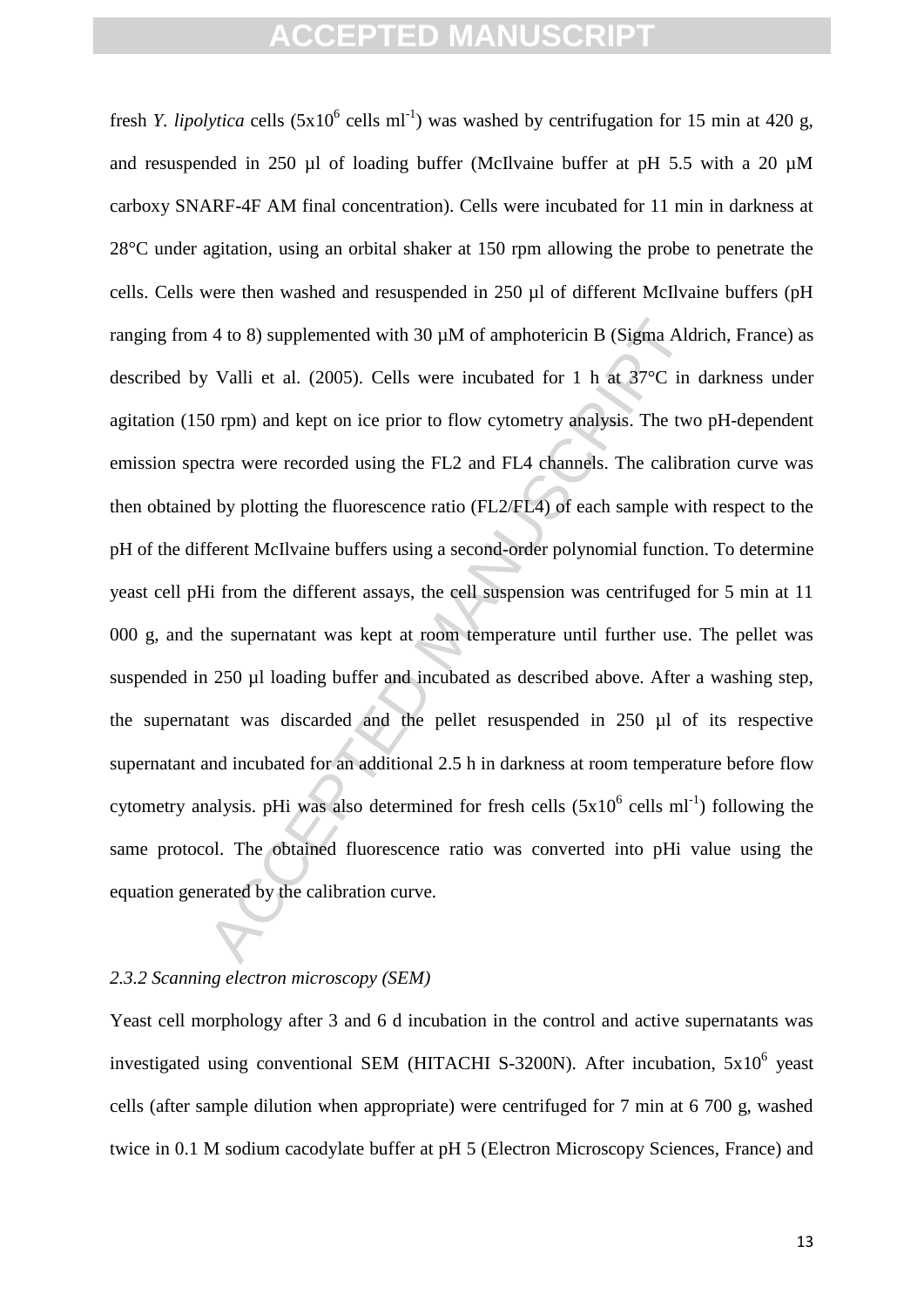fresh *Y. lipolytica* cells ($5x10^6$ cells $ml^{-1}$) was washed by centrifugation for 15 min at 420 g, and resuspended in 250 µl of loading buffer (McIlvaine buffer at pH 5.5 with a 20 µM carboxy SNARF-4F AM final concentration). Cells were incubated for 11 min in darkness at 28°C under agitation, using an orbital shaker at 150 rpm allowing the probe to penetrate the cells. Cells were then washed and resuspended in 250 µl of different McIlvaine buffers (pH ranging from 4 to 8) supplemented with 30 µM of amphotericin B (Sigma Aldrich, France) as described by Valli et al. (2005). Cells were incubated for 1 h at 37°C in darkness under agitation (150 rpm) and kept on ice prior to flow cytometry analysis. The two pH-dependent emission spectra were recorded using the FL2 and FL4 channels. The calibration curve was then obtained by plotting the fluorescence ratio (FL2/FL4) of each sample with respect to the pH of the different McIlvaine buffers using a second-order polynomial function. To determine yeast cell pHi from the different assays, the cell suspension was centrifuged for 5 min at 11 000 g, and the supernatant was kept at room temperature until further use. The pellet was suspended in 250 µl loading buffer and incubated as described above. After a washing step, the supernatant was discarded and the pellet resuspended in 250 µl of its respective supernatant and incubated for an additional 2.5 h in darkness at room temperature before flow cytometry analysis. pHi was also determined for fresh cells ($5x10^6$ cells $ml^{-1}$) following the same protocol. The obtained fluorescence ratio was converted into pHi value using the equation generated by the calibration curve.

### *2.3.2 Scanning electron microscopy (SEM)*

Yeast cell morphology after 3 and 6 d incubation in the control and active supernatants was investigated using conventional SEM (HITACHI S-3200N). After incubation, $5x10^6$ yeast cells (after sample dilution when appropriate) were centrifuged for 7 min at 6 700 g, washed twice in 0.1 M sodium cacodylate buffer at pH 5 (Electron Microscopy Sciences, France) and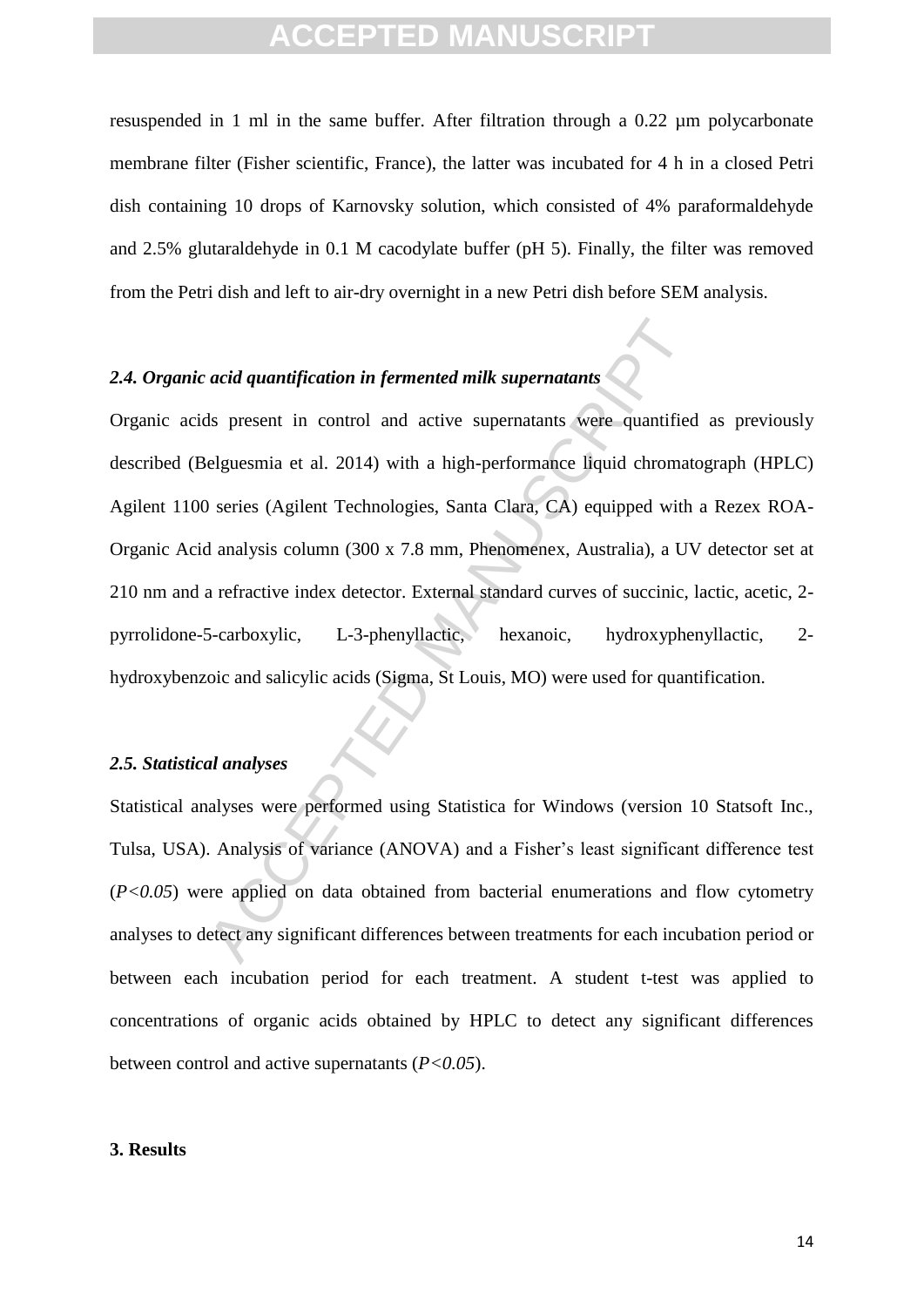resuspended in 1 ml in the same buffer. After filtration through a 0.22 µm polycarbonate membrane filter (Fisher scientific, France), the latter was incubated for 4 h in a closed Petri dish containing 10 drops of Karnovsky solution, which consisted of 4% paraformaldehyde and 2.5% glutaraldehyde in 0.1 M cacodylate buffer (pH 5). Finally, the filter was removed from the Petri dish and left to air-dry overnight in a new Petri dish before SEM analysis.

### *2.4. Organic acid quantification in fermented milk supernatants*

Organic acids present in control and active supernatants were quantified as previously described (Belguesmia et al. 2014) with a high-performance liquid chromatograph (HPLC) Agilent 1100 series (Agilent Technologies, Santa Clara, CA) equipped with a Rezex ROA-Organic Acid analysis column (300 x 7.8 mm, Phenomenex, Australia), a UV detector set at 210 nm and a refractive index detector. External standard curves of succinic, lactic, acetic, 2-pyrrolidone-5-carboxylic, L-3-phenyllactic, hexanoic, hydroxyphenyllactic, 2-hydroxybenzoic and salicylic acids (Sigma, St Louis, MO) were used for quantification.

### *2.5. Statistical analyses*

Statistical analyses were performed using Statistica for Windows (version 10 Statsoft Inc., Tulsa, USA). Analysis of variance (ANOVA) and a Fisher's least significant difference test ($P<0.05$) were applied on data obtained from bacterial enumerations and flow cytometry analyses to detect any significant differences between treatments for each incubation period or between each incubation period for each treatment. A student t-test was applied to concentrations of organic acids obtained by HPLC to detect any significant differences between control and active supernatants ($P<0.05$).

## 3. Results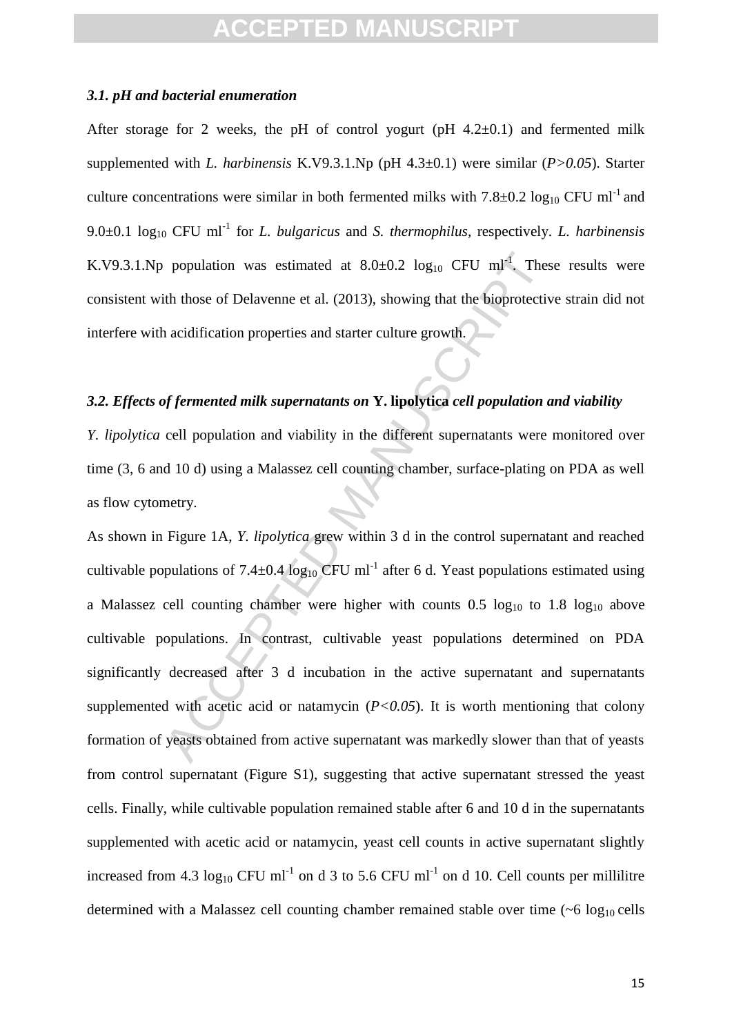### *3.1. pH and bacterial enumeration*

After storage for 2 weeks, the pH of control yogurt (pH 4.2±0.1) and fermented milk supplemented with *L. harbinensis* K.V9.3.1.Np (pH 4.3±0.1) were similar (*P>0.05*). Starter culture concentrations were similar in both fermented milks with 7.8±0.2 $\log_{10}$ CFU $ml^{-1}$ and 9.0±0.1 $\log_{10}$ CFU $ml^{-1}$ for *L. bulgaricus* and *S. thermophilus,* respectively. *L. harbinensis* K.V9.3.1.Np population was estimated at 8.0±0.2 $\log_{10}$ CFU $ml^{-1}$. These results were consistent with those of Delavenne et al. (2013), showing that the bioprotective strain did not interfere with acidification properties and starter culture growth.

### *3.2. Effects of fermented milk supernatants on* **Y. lipolytica** *cell population and viability*

*Y. lipolytica* cell population and viability in the different supernatants were monitored over time (3, 6 and 10 d) using a Malassez cell counting chamber, surface-plating on PDA as well as flow cytometry.

As shown in Figure 1A, *Y. lipolytica* grew within 3 d in the control supernatant and reached cultivable populations of 7.4±0.4 $\log_{10}$ CFU $ml^{-1}$ after 6 d. Yeast populations estimated using a Malassez cell counting chamber were higher with counts 0.5 $\log_{10}$ to 1.8 $\log_{10}$ above cultivable populations. In contrast, cultivable yeast populations determined on PDA significantly decreased after 3 d incubation in the active supernatant and supernatants supplemented with acetic acid or natamycin (*P<0.05*). It is worth mentioning that colony formation of yeasts obtained from active supernatant was markedly slower than that of yeasts from control supernatant (Figure S1), suggesting that active supernatant stressed the yeast cells. Finally, while cultivable population remained stable after 6 and 10 d in the supernatants supplemented with acetic acid or natamycin, yeast cell counts in active supernatant slightly increased from 4.3 $\log_{10}$ CFU $ml^{-1}$ on d 3 to 5.6 CFU $ml^{-1}$ on d 10. Cell counts per millilitre determined with a Malassez cell counting chamber remained stable over time (~6 $\log_{10}$ cells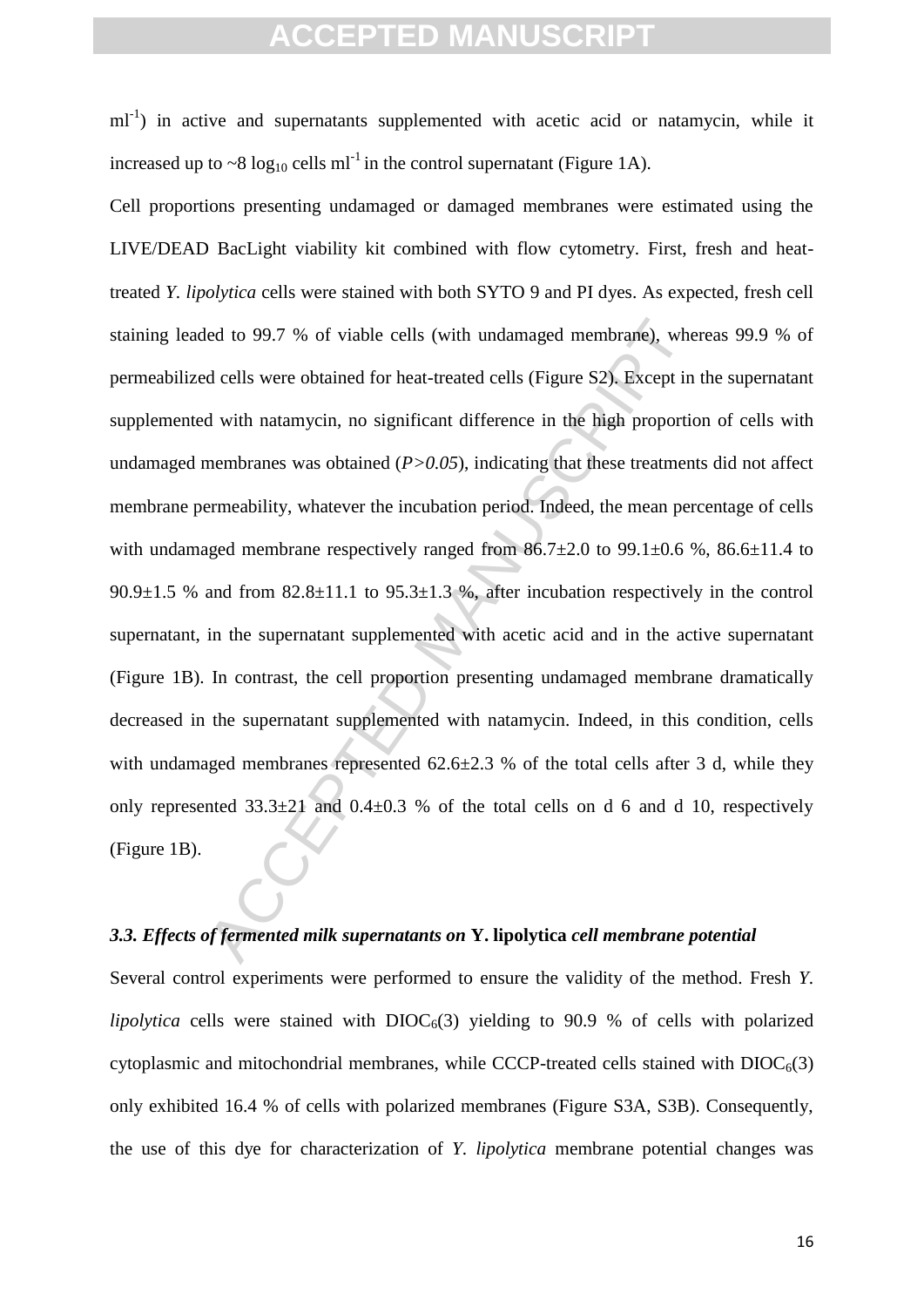$ml^{-1}$) in active and supernatants supplemented with acetic acid or natamycin, while it increased up to ~8 $\log_{10}$ cells $ml^{-1}$ in the control supernatant (Figure 1A).

Cell proportions presenting undamaged or damaged membranes were estimated using the LIVE/DEAD BacLight viability kit combined with flow cytometry. First, fresh and heat-treated *Y. lipolytica* cells were stained with both SYTO 9 and PI dyes. As expected, fresh cell staining leaded to 99.7 % of viable cells (with undamaged membrane), whereas 99.9 % of permeabilized cells were obtained for heat-treated cells (Figure S2). Except in the supernatant supplemented with natamycin, no significant difference in the high proportion of cells with undamaged membranes was obtained ($P>0.05$), indicating that these treatments did not affect membrane permeability, whatever the incubation period. Indeed, the mean percentage of cells with undamaged membrane respectively ranged from 86.7±2.0 to 99.1±0.6 %, 86.6±11.4 to 90.9±1.5 % and from 82.8±11.1 to 95.3±1.3 %, after incubation respectively in the control supernatant, in the supernatant supplemented with acetic acid and in the active supernatant (Figure 1B). In contrast, the cell proportion presenting undamaged membrane dramatically decreased in the supernatant supplemented with natamycin. Indeed, in this condition, cells with undamaged membranes represented 62.6±2.3 % of the total cells after 3 d, while they only represented 33.3±21 and 0.4±0.3 % of the total cells on d 6 and d 10, respectively (Figure 1B).

### *3.3. Effects of fermented milk supernatants on* **Y. lipolytica** *cell membrane potential*

Several control experiments were performed to ensure the validity of the method. Fresh *Y. lipolytica* cells were stained with $DIOC_6(3)$ yielding to 90.9 % of cells with polarized cytoplasmic and mitochondrial membranes, while CCCP-treated cells stained with $DIOC_6(3)$ only exhibited 16.4 % of cells with polarized membranes (Figure S3A, S3B). Consequently, the use of this dye for characterization of *Y. lipolytica* membrane potential changes was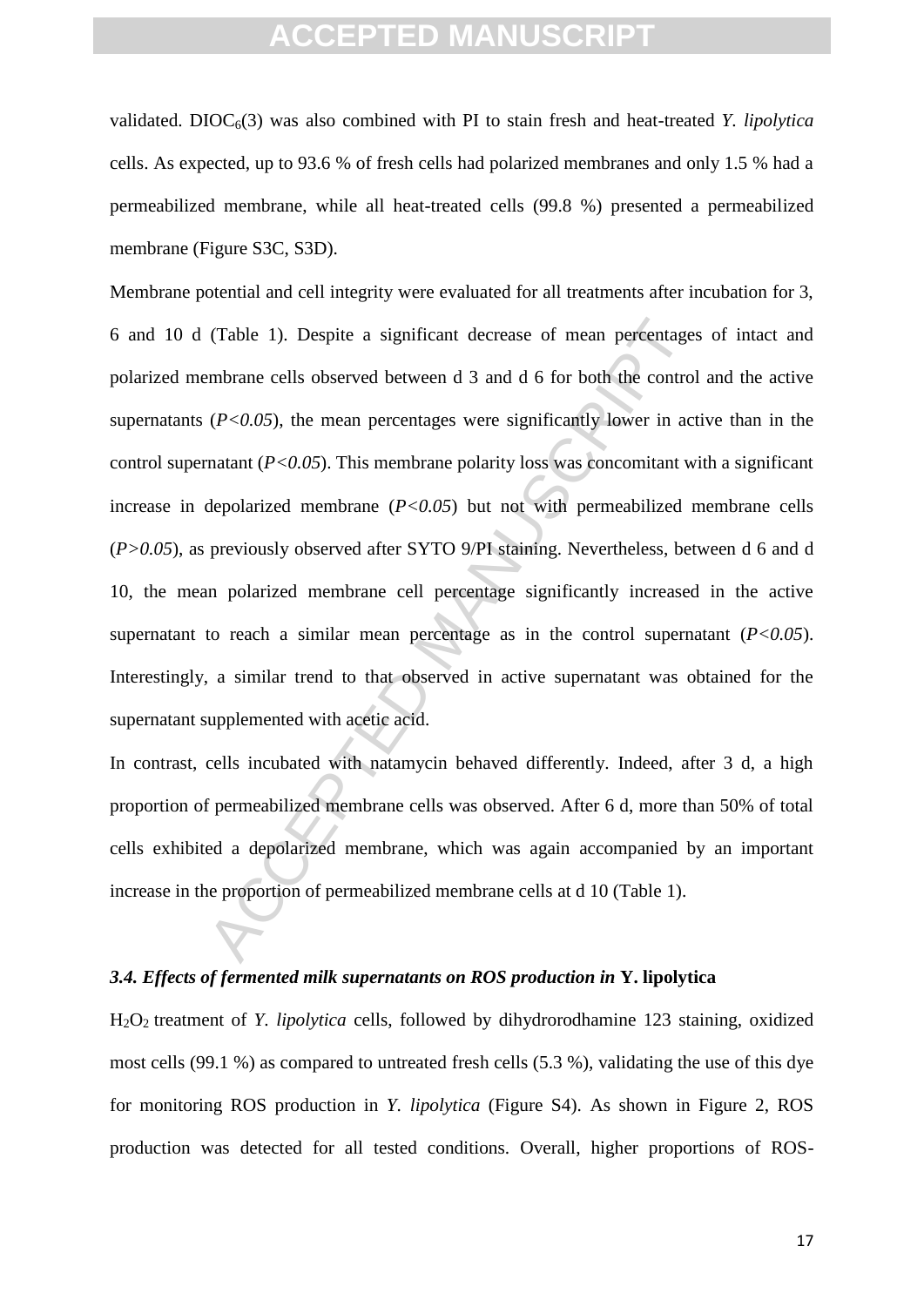validated. $DIOC_6(3)$ was also combined with PI to stain fresh and heat-treated *Y. lipolytica* cells. As expected, up to 93.6 % of fresh cells had polarized membranes and only 1.5 % had a permeabilized membrane, while all heat-treated cells (99.8 %) presented a permeabilized membrane (Figure S3C, S3D).

Membrane potential and cell integrity were evaluated for all treatments after incubation for 3, 6 and 10 d (Table 1). Despite a significant decrease of mean percentages of intact and polarized membrane cells observed between d 3 and d 6 for both the control and the active supernatants ($P<0.05$), the mean percentages were significantly lower in active than in the control supernatant ($P<0.05$). This membrane polarity loss was concomitant with a significant increase in depolarized membrane ($P<0.05$) but not with permeabilized membrane cells ($P>0.05$), as previously observed after SYTO 9/PI staining. Nevertheless, between d 6 and d 10, the mean polarized membrane cell percentage significantly increased in the active supernatant to reach a similar mean percentage as in the control supernatant ($P<0.05$). Interestingly, a similar trend to that observed in active supernatant was obtained for the supernatant supplemented with acetic acid.

In contrast, cells incubated with natamycin behaved differently. Indeed, after 3 d, a high proportion of permeabilized membrane cells was observed. After 6 d, more than 50% of total cells exhibited a depolarized membrane, which was again accompanied by an important increase in the proportion of permeabilized membrane cells at d 10 (Table 1).

### *3.4. Effects of fermented milk supernatants on ROS production in* **Y. lipolytica**

$H_2O_2$ treatment of *Y. lipolytica* cells, followed by dihydrorodhamine 123 staining, oxidized most cells (99.1 %) as compared to untreated fresh cells (5.3 %), validating the use of this dye for monitoring ROS production in *Y. lipolytica* (Figure S4). As shown in Figure 2, ROS production was detected for all tested conditions. Overall, higher proportions of ROS-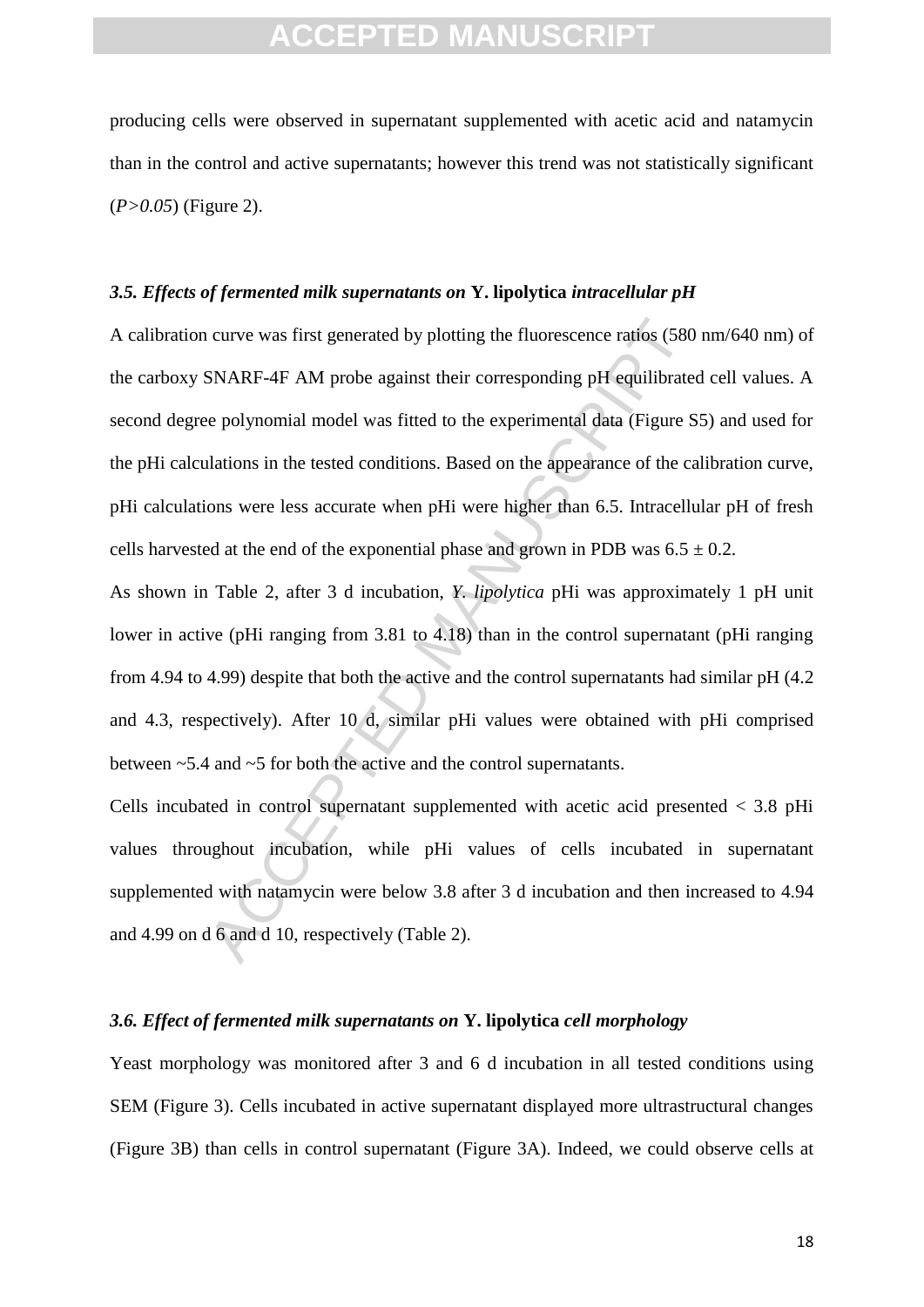producing cells were observed in supernatant supplemented with acetic acid and natamycin than in the control and active supernatants; however this trend was not statistically significant (*P>0.05*) (Figure 2).

### *3.5. Effects of fermented milk supernatants on* Y. lipolytica *intracellular pH*

A calibration curve was first generated by plotting the fluorescence ratios (580 nm/640 nm) of the carboxy SNARF-4F AM probe against their corresponding pH equilibrated cell values. A second degree polynomial model was fitted to the experimental data (Figure S5) and used for the pHi calculations in the tested conditions. Based on the appearance of the calibration curve, pHi calculations were less accurate when pHi were higher than 6.5. Intracellular pH of fresh cells harvested at the end of the exponential phase and grown in PDB was $6.5 \pm 0.2$.

As shown in Table 2, after 3 d incubation, *Y. lipolytica* pHi was approximately 1 pH unit lower in active (pHi ranging from 3.81 to 4.18) than in the control supernatant (pHi ranging from 4.94 to 4.99) despite that both the active and the control supernatants had similar pH (4.2 and 4.3, respectively). After 10 d, similar pHi values were obtained with pHi comprised between ~5.4 and ~5 for both the active and the control supernatants.

Cells incubated in control supernatant supplemented with acetic acid presented < 3.8 pHi values throughout incubation, while pHi values of cells incubated in supernatant supplemented with natamycin were below 3.8 after 3 d incubation and then increased to 4.94 and 4.99 on d 6 and d 10, respectively (Table 2).

### *3.6. Effect of fermented milk supernatants on* Y. lipolytica *cell morphology*

Yeast morphology was monitored after 3 and 6 d incubation in all tested conditions using SEM (Figure 3). Cells incubated in active supernatant displayed more ultrastructural changes (Figure 3B) than cells in control supernatant (Figure 3A). Indeed, we could observe cells at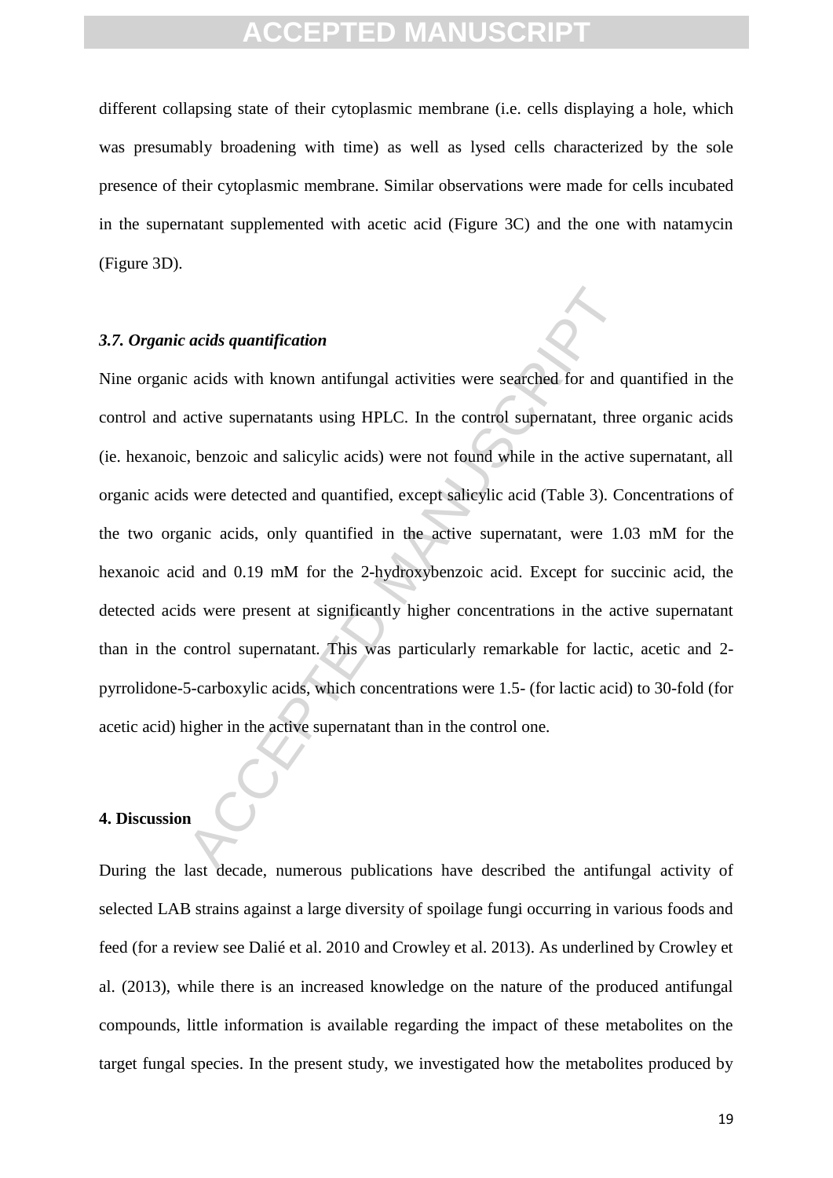different collapsing state of their cytoplasmic membrane (i.e. cells displaying a hole, which was presumably broadening with time) as well as lysed cells characterized by the sole presence of their cytoplasmic membrane. Similar observations were made for cells incubated in the supernatant supplemented with acetic acid (Figure 3C) and the one with natamycin (Figure 3D).

### *3.7. Organic acids quantification*

Nine organic acids with known antifungal activities were searched for and quantified in the control and active supernatants using HPLC. In the control supernatant, three organic acids (ie. hexanoic, benzoic and salicylic acids) were not found while in the active supernatant, all organic acids were detected and quantified, except salicylic acid (Table 3). Concentrations of the two organic acids, only quantified in the active supernatant, were 1.03 mM for the hexanoic acid and 0.19 mM for the 2-hydroxybenzoic acid. Except for succinic acid, the detected acids were present at significantly higher concentrations in the active supernatant than in the control supernatant. This was particularly remarkable for lactic, acetic and 2-pyrrolidone-5-carboxylic acids, which concentrations were 1.5- (for lactic acid) to 30-fold (for acetic acid) higher in the active supernatant than in the control one.

## 4. Discussion

During the last decade, numerous publications have described the antifungal activity of selected LAB strains against a large diversity of spoilage fungi occurring in various foods and feed (for a review see Dalié et al. 2010 and Crowley et al. 2013). As underlined by Crowley et al. (2013), while there is an increased knowledge on the nature of the produced antifungal compounds, little information is available regarding the impact of these metabolites on the target fungal species. In the present study, we investigated how the metabolites produced by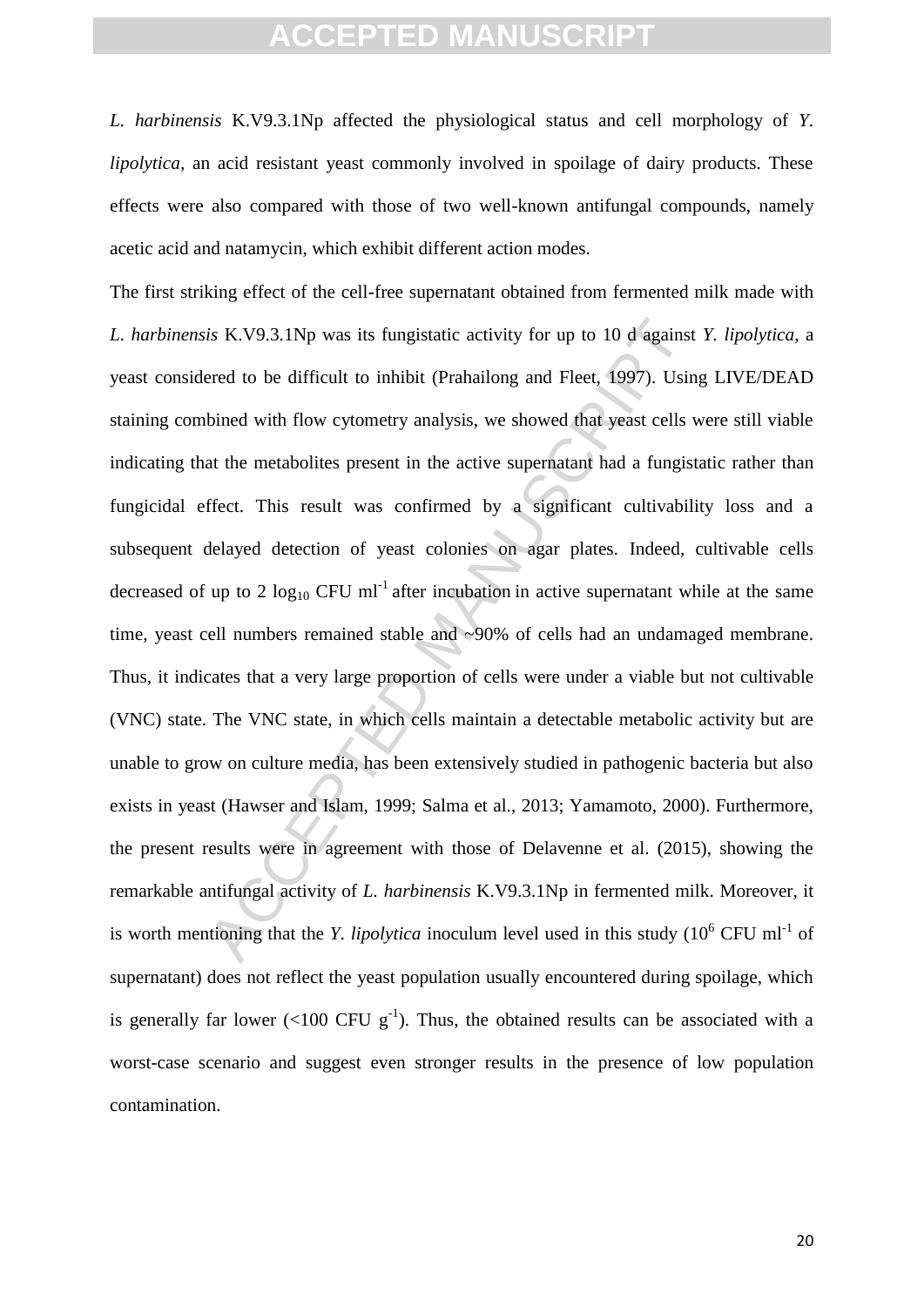*L. harbinensis* K.V9.3.1Np affected the physiological status and cell morphology of *Y. lipolytica*, an acid resistant yeast commonly involved in spoilage of dairy products. These effects were also compared with those of two well-known antifungal compounds, namely acetic acid and natamycin, which exhibit different action modes.

The first striking effect of the cell-free supernatant obtained from fermented milk made with *L. harbinensis* K.V9.3.1Np was its fungistatic activity for up to 10 d against *Y. lipolytica*, a yeast considered to be difficult to inhibit (Prahailong and Fleet, 1997). Using LIVE/DEAD staining combined with flow cytometry analysis, we showed that yeast cells were still viable indicating that the metabolites present in the active supernatant had a fungistatic rather than fungicidal effect. This result was confirmed by a significant cultivability loss and a subsequent delayed detection of yeast colonies on agar plates. Indeed, cultivable cells decreased of up to 2 $\log_{10}$ CFU $ml^{-1}$ after incubation in active supernatant while at the same time, yeast cell numbers remained stable and ~90% of cells had an undamaged membrane. Thus, it indicates that a very large proportion of cells were under a viable but not cultivable (VNC) state. The VNC state, in which cells maintain a detectable metabolic activity but are unable to grow on culture media, has been extensively studied in pathogenic bacteria but also exists in yeast (Hawser and Islam, 1999; Salma et al., 2013; Yamamoto, 2000). Furthermore, the present results were in agreement with those of Delavenne et al. (2015), showing the remarkable antifungal activity of *L. harbinensis* K.V9.3.1Np in fermented milk. Moreover, it is worth mentioning that the *Y. lipolytica* inoculum level used in this study ($10^6$ CFU $ml^{-1}$ of supernatant) does not reflect the yeast population usually encountered during spoilage, which is generally far lower (<100 CFU $g^{-1}$). Thus, the obtained results can be associated with a worst-case scenario and suggest even stronger results in the presence of low population contamination.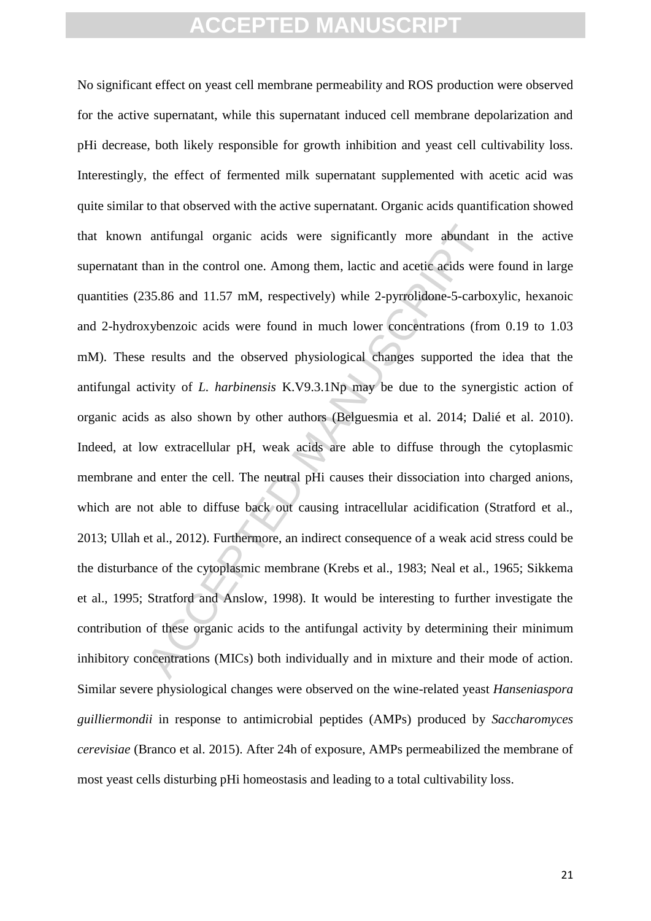No significant effect on yeast cell membrane permeability and ROS production were observed for the active supernatant, while this supernatant induced cell membrane depolarization and pHi decrease, both likely responsible for growth inhibition and yeast cell cultivability loss. Interestingly, the effect of fermented milk supernatant supplemented with acetic acid was quite similar to that observed with the active supernatant. Organic acids quantification showed that known antifungal organic acids were significantly more abundant in the active supernatant than in the control one. Among them, lactic and acetic acids were found in large quantities (235.86 and 11.57 mM, respectively) while 2-pyrrolidone-5-carboxylic, hexanoic and 2-hydroxybenzoic acids were found in much lower concentrations (from 0.19 to 1.03 mM). These results and the observed physiological changes supported the idea that the antifungal activity of *L. harbinensis* K.V9.3.1Np may be due to the synergistic action of organic acids as also shown by other authors (Belguesmia et al. 2014; Dalié et al. 2010). Indeed, at low extracellular pH, weak acids are able to diffuse through the cytoplasmic membrane and enter the cell. The neutral pHi causes their dissociation into charged anions, which are not able to diffuse back out causing intracellular acidification (Stratford et al., 2013; Ullah et al., 2012). Furthermore, an indirect consequence of a weak acid stress could be the disturbance of the cytoplasmic membrane (Krebs et al., 1983; Neal et al., 1965; Sikkema et al., 1995; Stratford and Anslow, 1998). It would be interesting to further investigate the contribution of these organic acids to the antifungal activity by determining their minimum inhibitory concentrations (MICs) both individually and in mixture and their mode of action. Similar severe physiological changes were observed on the wine-related yeast *Hanseniaspora guilliermondii* in response to antimicrobial peptides (AMPs) produced by *Saccharomyces cerevisiae* (Branco et al. 2015). After 24h of exposure, AMPs permeabilized the membrane of most yeast cells disturbing pHi homeostasis and leading to a total cultivability loss.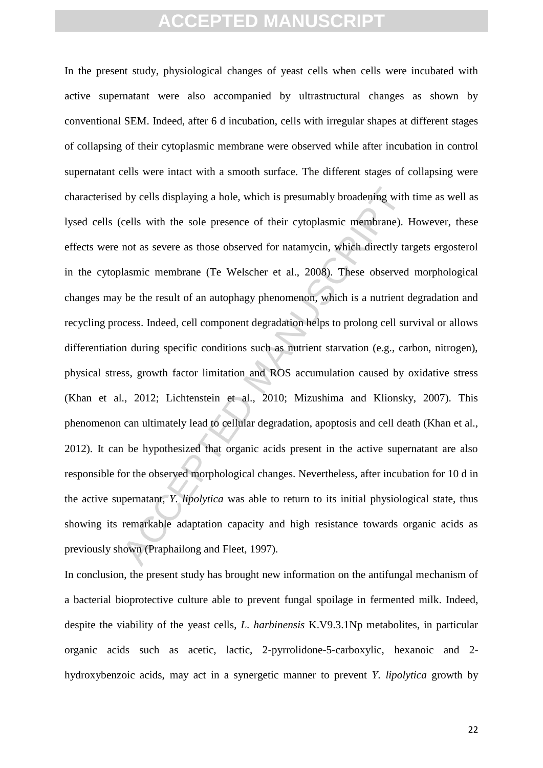In the present study, physiological changes of yeast cells when cells were incubated with active supernatant were also accompanied by ultrastructural changes as shown by conventional SEM. Indeed, after 6 d incubation, cells with irregular shapes at different stages of collapsing of their cytoplasmic membrane were observed while after incubation in control supernatant cells were intact with a smooth surface. The different stages of collapsing were characterised by cells displaying a hole, which is presumably broadening with time as well as lysed cells (cells with the sole presence of their cytoplasmic membrane). However, these effects were not as severe as those observed for natamycin, which directly targets ergosterol in the cytoplasmic membrane (Te Welscher et al., 2008). These observed morphological changes may be the result of an autophagy phenomenon, which is a nutrient degradation and recycling process. Indeed, cell component degradation helps to prolong cell survival or allows differentiation during specific conditions such as nutrient starvation (e.g., carbon, nitrogen), physical stress, growth factor limitation and ROS accumulation caused by oxidative stress (Khan et al., 2012; Lichtenstein et al., 2010; Mizushima and Klionsky, 2007). This phenomenon can ultimately lead to cellular degradation, apoptosis and cell death (Khan et al., 2012). It can be hypothesized that organic acids present in the active supernatant are also responsible for the observed morphological changes. Nevertheless, after incubation for 10 d in the active supernatant, *Y. lipolytica* was able to return to its initial physiological state, thus showing its remarkable adaptation capacity and high resistance towards organic acids as previously shown (Praphailong and Fleet, 1997).

In conclusion, the present study has brought new information on the antifungal mechanism of a bacterial bioprotective culture able to prevent fungal spoilage in fermented milk. Indeed, despite the viability of the yeast cells, *L. harbinensis* K.V9.3.1Np metabolites, in particular organic acids such as acetic, lactic, 2-pyrrolidone-5-carboxylic, hexanoic and 2-hydroxybenzoic acids, may act in a synergetic manner to prevent *Y. lipolytica* growth by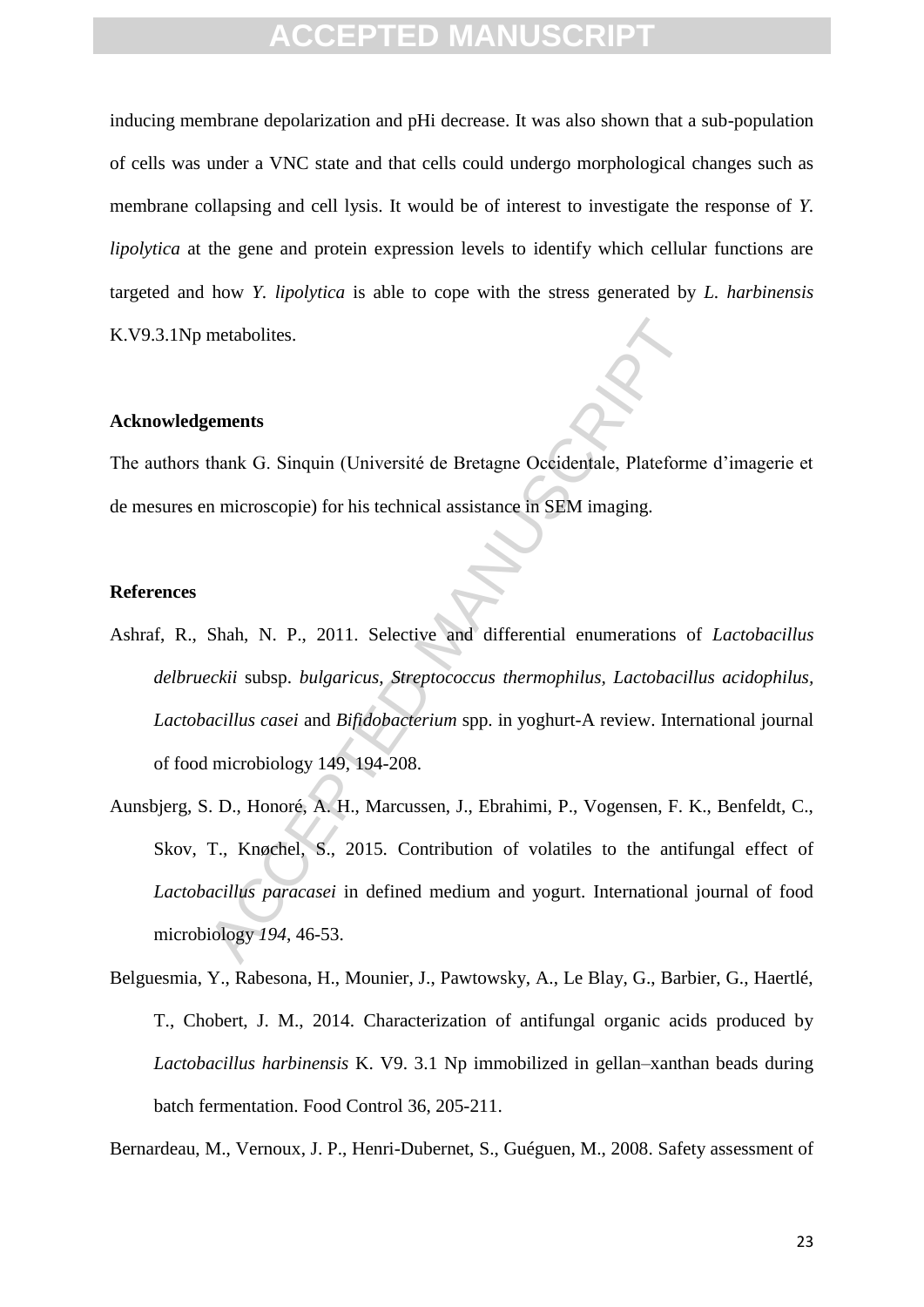inducing membrane depolarization and pHi decrease. It was also shown that a sub-population of cells was under a VNC state and that cells could undergo morphological changes such as membrane collapsing and cell lysis. It would be of interest to investigate the response of *Y. lipolytica* at the gene and protein expression levels to identify which cellular functions are targeted and how *Y. lipolytica* is able to cope with the stress generated by *L. harbinensis* K.V9.3.1Np metabolites.

**Acknowledgements**

The authors thank G. Sinquin (Université de Bretagne Occidentale, Plateforme d'imagerie et de mesures en microscopie) for his technical assistance in SEM imaging.

**References**

Ashraf, R., Shah, N. P., 2011. Selective and differential enumerations of *Lactobacillus delbrueckii* subsp. *bulgaricus*, *Streptococcus thermophilus*, *Lactobacillus acidophilus*, *Lactobacillus casei* and *Bifidobacterium* spp. in yoghurt-A review. International journal of food microbiology 149, 194-208.

Aunsbjerg, S. D., Honoré, A. H., Marcussen, J., Ebrahimi, P., Vogensen, F. K., Benfeldt, C., Skov, T., Knøchel, S., 2015. Contribution of volatiles to the antifungal effect of *Lactobacillus paracasei* in defined medium and yogurt. International journal of food microbiology *194*, 46-53.

Belguesmia, Y., Rabesona, H., Mounier, J., Pawtowsky, A., Le Blay, G., Barbier, G., Haertlé, T., Chobert, J. M., 2014. Characterization of antifungal organic acids produced by *Lactobacillus harbinensis* K. V9. 3.1 Np immobilized in gellan–xanthan beads during batch fermentation. Food Control 36, 205-211.

Bernardeau, M., Vernoux, J. P., Henri-Dubernet, S., Guéguen, M., 2008. Safety assessment of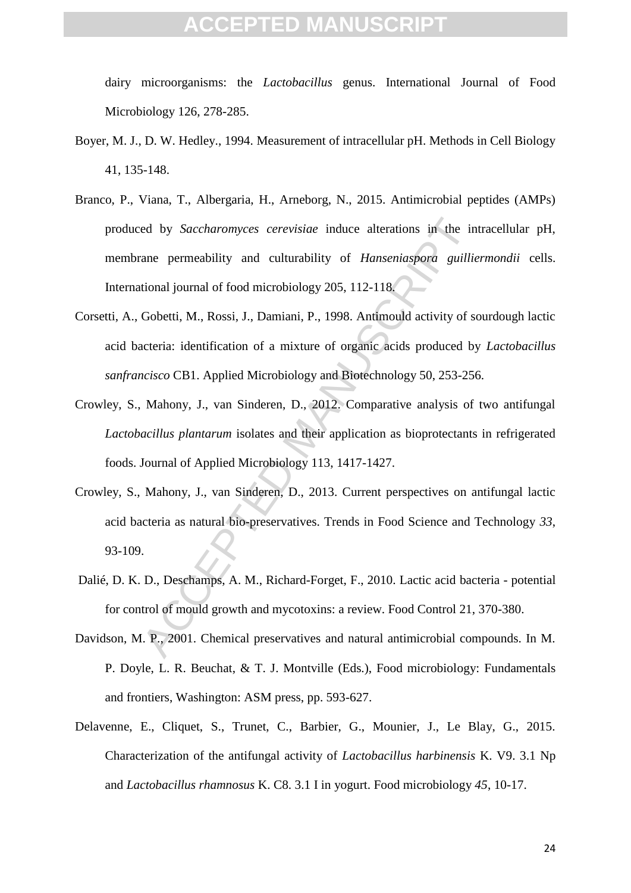dairy microorganisms: the *Lactobacillus* genus. International Journal of Food Microbiology 126, 278-285.

Boyer, M. J., D. W. Hedley., 1994. Measurement of intracellular pH. Methods in Cell Biology 41, 135-148.

Branco, P., Viana, T., Albergaria, H., Arneborg, N., 2015. Antimicrobial peptides (AMPs) produced by *Saccharomyces cerevisiae* induce alterations in the intracellular pH, membrane permeability and culturability of *Hanseniaspora guilliermondii* cells. International journal of food microbiology 205, 112-118.

Corsetti, A., Gobetti, M., Rossi, J., Damiani, P., 1998. Antimould activity of sourdough lactic acid bacteria: identification of a mixture of organic acids produced by *Lactobacillus sanfrancisco* CB1. Applied Microbiology and Biotechnology 50, 253-256.

Crowley, S., Mahony, J., van Sinderen, D., 2012. Comparative analysis of two antifungal *Lactobacillus plantarum* isolates and their application as bioprotectants in refrigerated foods. Journal of Applied Microbiology 113, 1417-1427.

Crowley, S., Mahony, J., van Sinderen, D., 2013. Current perspectives on antifungal lactic acid bacteria as natural bio-preservatives. Trends in Food Science and Technology *33*, 93-109.

Dalié, D. K. D., Deschamps, A. M., Richard-Forget, F., 2010. Lactic acid bacteria - potential for control of mould growth and mycotoxins: a review. Food Control 21, 370-380.

Davidson, M. P., 2001. Chemical preservatives and natural antimicrobial compounds. In M. P. Doyle, L. R. Beuchat, & T. J. Montville (Eds.), Food microbiology: Fundamentals and frontiers, Washington: ASM press, pp. 593-627.

Delavenne, E., Cliquet, S., Trunet, C., Barbier, G., Mounier, J., Le Blay, G., 2015. Characterization of the antifungal activity of *Lactobacillus harbinensis* K. V9. 3.1 Np and *Lactobacillus rhamnosus* K. C8. 3.1 I in yogurt. Food microbiology *45*, 10-17.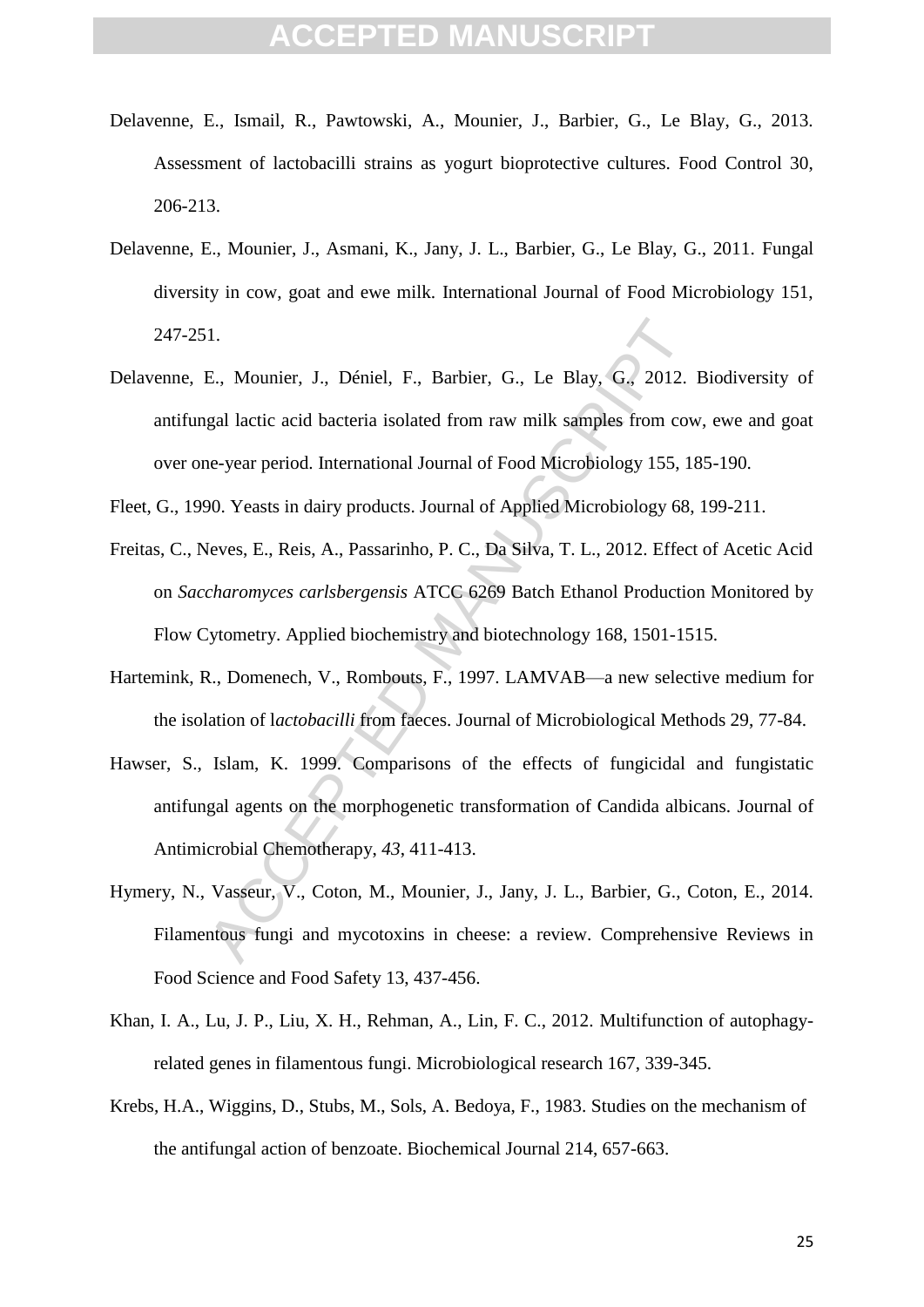Delavenne, E., Ismail, R., Pawtowski, A., Mounier, J., Barbier, G., Le Blay, G., 2013. Assessment of lactobacilli strains as yogurt bioprotective cultures. Food Control 30, 206-213.

Delavenne, E., Mounier, J., Asmani, K., Jany, J. L., Barbier, G., Le Blay, G., 2011. Fungal diversity in cow, goat and ewe milk. International Journal of Food Microbiology 151, 247-251.

Delavenne, E., Mounier, J., Déniel, F., Barbier, G., Le Blay, G., 2012. Biodiversity of antifungal lactic acid bacteria isolated from raw milk samples from cow, ewe and goat over one-year period. International Journal of Food Microbiology 155, 185-190.

Fleet, G., 1990. Yeasts in dairy products. Journal of Applied Microbiology 68, 199-211.

Freitas, C., Neves, E., Reis, A., Passarinho, P. C., Da Silva, T. L., 2012. Effect of Acetic Acid on *Saccharomyces carlsbergensis* ATCC 6269 Batch Ethanol Production Monitored by Flow Cytometry. Applied biochemistry and biotechnology 168, 1501-1515.

Hartemink, R., Domenech, V., Rombouts, F., 1997. LAMVAB—a new selective medium for the isolation of l*actobacilli* from faeces. Journal of Microbiological Methods 29, 77-84.

Hawser, S., Islam, K. 1999. Comparisons of the effects of fungicidal and fungistatic antifungal agents on the morphogenetic transformation of Candida albicans. Journal of Antimicrobial Chemotherapy, *43*, 411-413.

Hymery, N., Vasseur, V., Coton, M., Mounier, J., Jany, J. L., Barbier, G., Coton, E., 2014. Filamentous fungi and mycotoxins in cheese: a review. Comprehensive Reviews in Food Science and Food Safety 13, 437-456.

Khan, I. A., Lu, J. P., Liu, X. H., Rehman, A., Lin, F. C., 2012. Multifunction of autophagy-related genes in filamentous fungi. Microbiological research 167, 339-345.

Krebs, H.A., Wiggins, D., Stubs, M., Sols, A. Bedoya, F., 1983. Studies on the mechanism of the antifungal action of benzoate. Biochemical Journal 214, 657-663.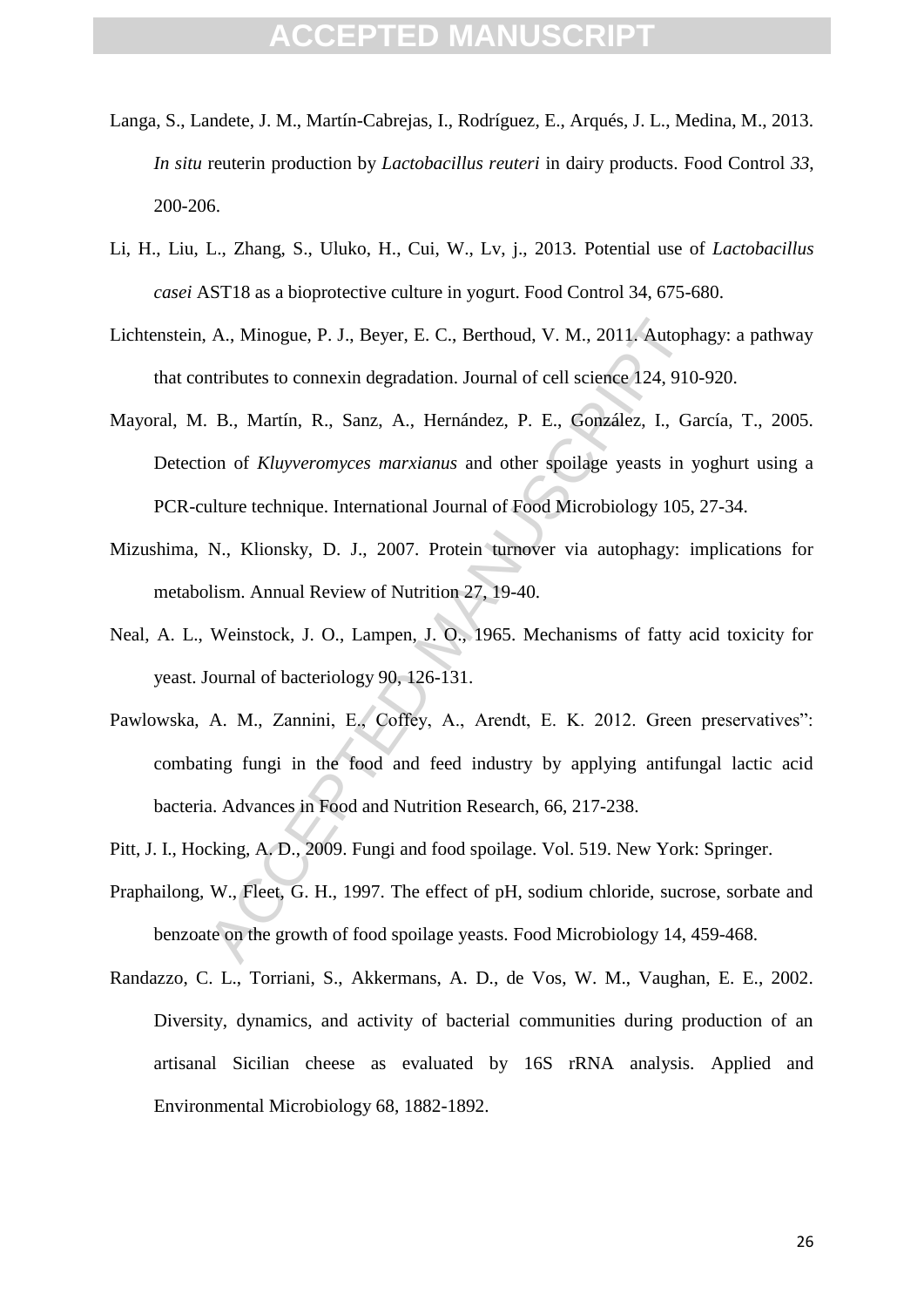Langa, S., Landete, J. M., Martín-Cabrejas, I., Rodríguez, E., Arqués, J. L., Medina, M., 2013. *In situ* reuterin production by *Lactobacillus reuteri* in dairy products. Food Control *33*, 200-206.

Li, H., Liu, L., Zhang, S., Uluko, H., Cui, W., Lv, j., 2013. Potential use of *Lactobacillus casei* AST18 as a bioprotective culture in yogurt. Food Control 34, 675-680.

Lichtenstein, A., Minogue, P. J., Beyer, E. C., Berthoud, V. M., 2011. Autophagy: a pathway that contributes to connexin degradation. Journal of cell science 124, 910-920.

Mayoral, M. B., Martín, R., Sanz, A., Hernández, P. E., González, I., García, T., 2005. Detection of *Kluyveromyces marxianus* and other spoilage yeasts in yoghurt using a PCR-culture technique. International Journal of Food Microbiology 105, 27-34.

Mizushima, N., Klionsky, D. J., 2007. Protein turnover via autophagy: implications for metabolism. Annual Review of Nutrition 27, 19-40.

Neal, A. L., Weinstock, J. O., Lampen, J. O., 1965. Mechanisms of fatty acid toxicity for yeast. Journal of bacteriology 90, 126-131.

Pawlowska, A. M., Zannini, E., Coffey, A., Arendt, E. K. 2012. Green preservatives": combating fungi in the food and feed industry by applying antifungal lactic acid bacteria. Advances in Food and Nutrition Research, 66, 217-238.

Pitt, J. I., Hocking, A. D., 2009. Fungi and food spoilage. Vol. 519. New York: Springer.

Praphailong, W., Fleet, G. H., 1997. The effect of pH, sodium chloride, sucrose, sorbate and benzoate on the growth of food spoilage yeasts. Food Microbiology 14, 459-468.

Randazzo, C. L., Torriani, S., Akkermans, A. D., de Vos, W. M., Vaughan, E. E., 2002. Diversity, dynamics, and activity of bacterial communities during production of an artisanal Sicilian cheese as evaluated by 16S rRNA analysis. Applied and Environmental Microbiology 68, 1882-1892.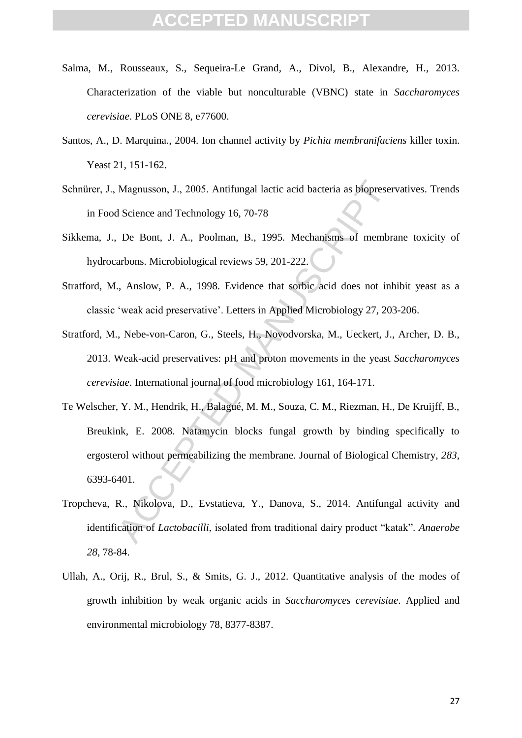Salma, M., Rousseaux, S., Sequeira-Le Grand, A., Divol, B., Alexandre, H., 2013. Characterization of the viable but nonculturable (VBNC) state in *Saccharomyces cerevisiae*. PLoS ONE 8, e77600.

Santos, A., D. Marquina., 2004. Ion channel activity by *Pichia membranifaciens* killer toxin. Yeast 21, 151-162.

Schnürer, J., Magnusson, J., 2005. Antifungal lactic acid bacteria as biopreservatives. Trends in Food Science and Technology 16, 70-78

Sikkema, J., De Bont, J. A., Poolman, B., 1995. Mechanisms of membrane toxicity of hydrocarbons. Microbiological reviews 59, 201-222.

Stratford, M., Anslow, P. A., 1998. Evidence that sorbic acid does not inhibit yeast as a classic 'weak acid preservative'. Letters in Applied Microbiology 27, 203-206.

Stratford, M., Nebe-von-Caron, G., Steels, H., Novodvorska, M., Ueckert, J., Archer, D. B., 2013. Weak-acid preservatives: pH and proton movements in the yeast *Saccharomyces cerevisiae*. International journal of food microbiology 161, 164-171.

Te Welscher, Y. M., Hendrik, H., Balagué, M. M., Souza, C. M., Riezman, H., De Kruijff, B., Breukink, E. 2008. Natamycin blocks fungal growth by binding specifically to ergosterol without permeabilizing the membrane. Journal of Biological Chemistry, *283*, 6393-6401.

Tropcheva, R., Nikolova, D., Evstatieva, Y., Danova, S., 2014. Antifungal activity and identification of *Lactobacilli*, isolated from traditional dairy product "katak". *Anaerobe 28*, 78-84.

Ullah, A., Orij, R., Brul, S., & Smits, G. J., 2012. Quantitative analysis of the modes of growth inhibition by weak organic acids in *Saccharomyces cerevisiae*. Applied and environmental microbiology 78, 8377-8387.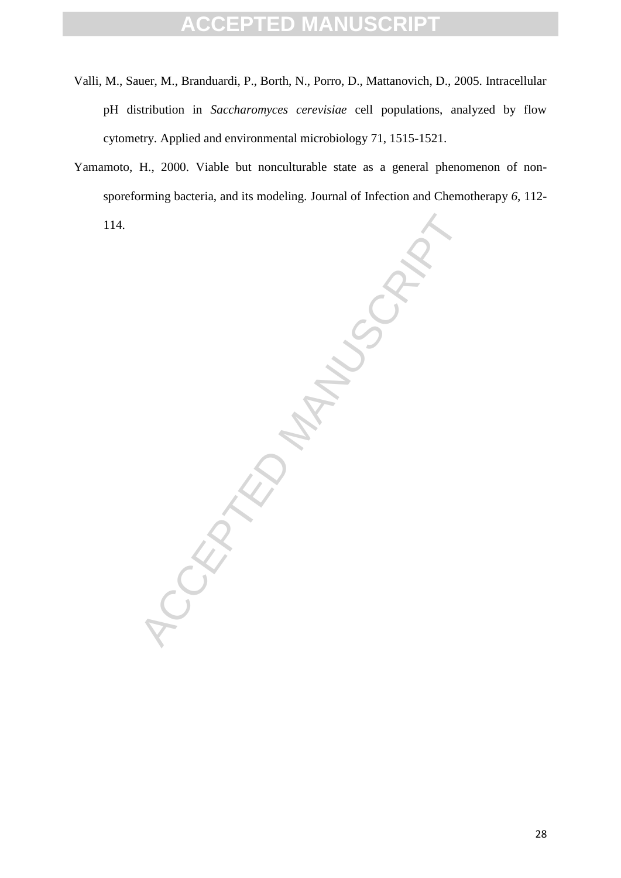Valli, M., Sauer, M., Branduardi, P., Borth, N., Porro, D., Mattanovich, D., 2005. Intracellular pH distribution in *Saccharomyces cerevisiae* cell populations, analyzed by flow cytometry. Applied and environmental microbiology 71, 1515-1521.

Yamamoto, H., 2000. Viable but nonculturable state as a general phenomenon of non-sporeforming bacteria, and its modeling. Journal of Infection and Chemotherapy *6*, 112-114.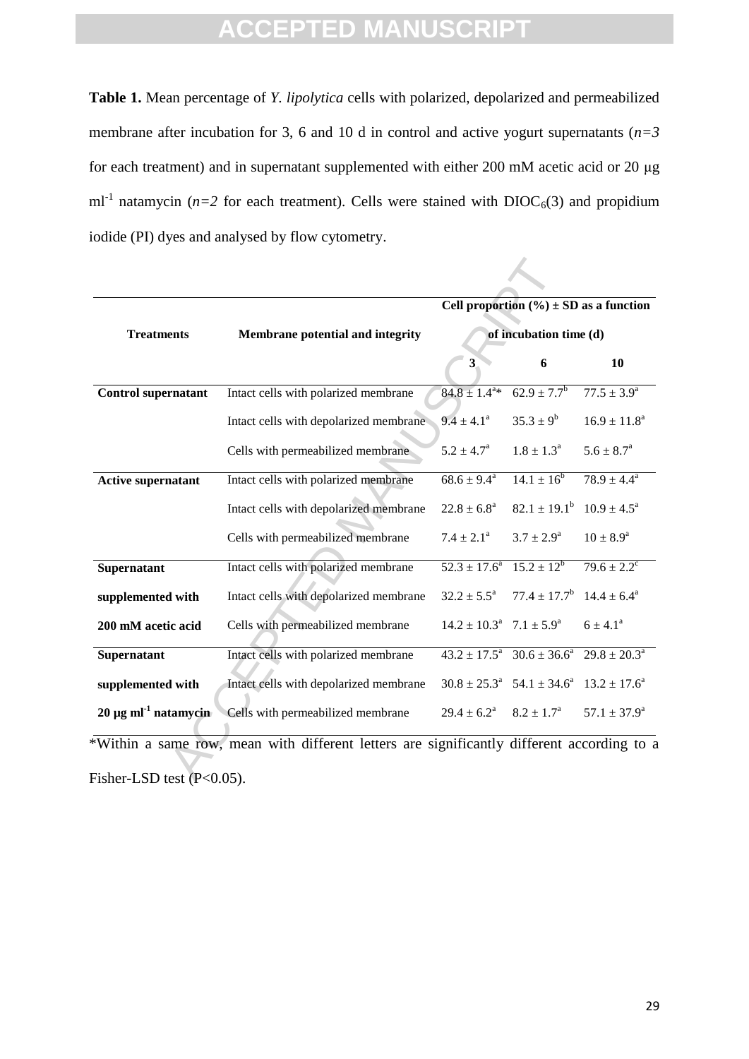**Table 1.** Mean percentage of *Y. lipolytica* cells with polarized, depolarized and permeabilized membrane after incubation for 3, 6 and 10 d in control and active yogurt supernatants (*n=3* for each treatment) and in supernatant supplemented with either 200 mM acetic acid or 20 μg ml$^{-1}$ natamycin (*n=2* for each treatment). Cells were stained with $DIOC_6(3)$ and propidium iodide (PI) dyes and analysed by flow cytometry.

| Treatments | Membrane potential and integrity | Cell proportion (%) ± SD as a function of incubation time (d) | | |
|---|---|---|---|---|
| | | 3 | 6 | 10 |
| **Control supernatant** | Intact cells with polarized membrane | $84.8 \pm 1.4^{a}$* | $62.9 \pm 7.7^{b}$ | $77.5 \pm 3.9^{a}$ |
| | Intact cells with depolarized membrane | $9.4 \pm 4.1^{a}$ | $35.3 \pm 9^{b}$ | $16.9 \pm 11.8^{a}$ |
| | Cells with permeabilized membrane | $5.2 \pm 4.7^{a}$ | $1.8 \pm 1.3^{a}$ | $5.6 \pm 8.7^{a}$ |
| **Active supernatant** | Intact cells with polarized membrane | $68.6 \pm 9.4^{a}$ | $14.1 \pm 16^{b}$ | $78.9 \pm 4.4^{a}$ |
| | Intact cells with depolarized membrane | $22.8 \pm 6.8^{a}$ | $82.1 \pm 19.1^{b}$ | $10.9 \pm 4.5^{a}$ |
| | Cells with permeabilized membrane | $7.4 \pm 2.1^{a}$ | $3.7 \pm 2.9^{a}$ | $10 \pm 8.9^{a}$ |
| **Supernatant supplemented with 200 mM acetic acid** | Intact cells with polarized membrane | $52.3 \pm 17.6^{a}$ | $15.2 \pm 12^{b}$ | $79.6 \pm 2.2^{c}$ |
| | Intact cells with depolarized membrane | $32.2 \pm 5.5^{a}$ | $77.4 \pm 17.7^{b}$ | $14.4 \pm 6.4^{a}$ |
| | Cells with permeabilized membrane | $14.2 \pm 10.3^{a}$ | $7.1 \pm 5.9^{a}$ | $6 \pm 4.1^{a}$ |
| **Supernatant supplemented with 20 μg ml$^{-1}$ natamycin** | Intact cells with polarized membrane | $43.2 \pm 17.5^{a}$ | $30.6 \pm 36.6^{a}$ | $29.8 \pm 20.3^{a}$ |
| | Intact cells with depolarized membrane | $30.8 \pm 25.3^{a}$ | $54.1 \pm 34.6^{a}$ | $13.2 \pm 17.6^{a}$ |
| | Cells with permeabilized membrane | $29.4 \pm 6.2^{a}$ | $8.2 \pm 1.7^{a}$ | $57.1 \pm 37.9^{a}$ |

*Within a same row, mean with different letters are significantly different according to a Fisher-LSD test ($P<0.05$).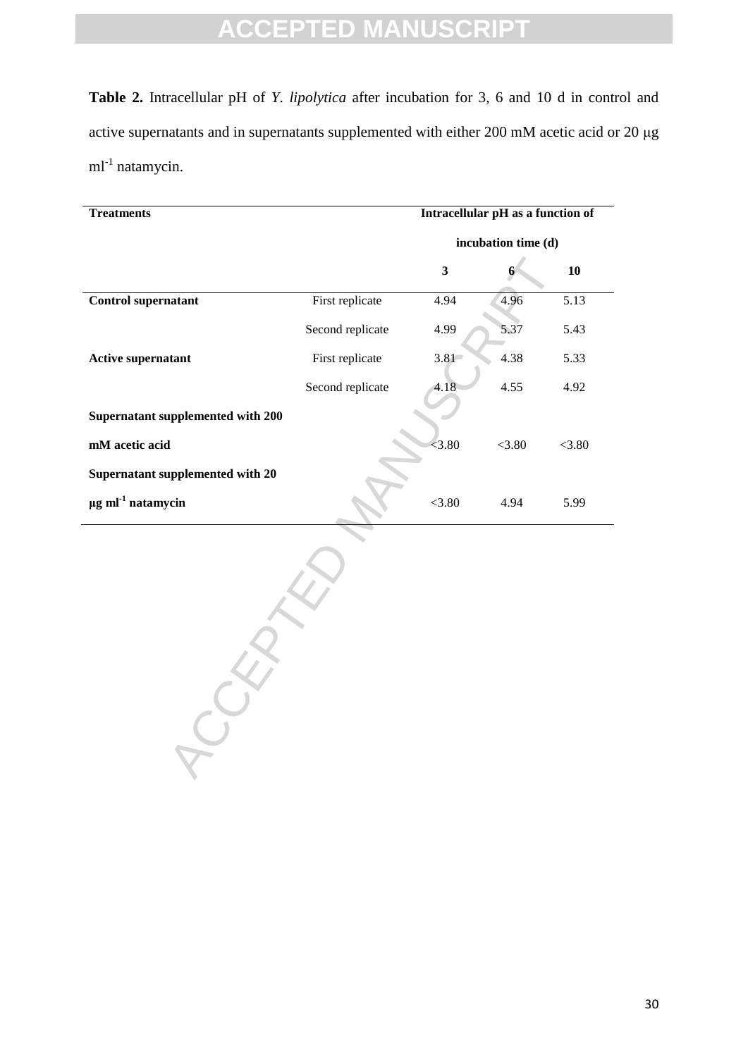**Table 2.** Intracellular pH of *Y. lipolytica* after incubation for 3, 6 and 10 d in control and active supernatants and in supernatants supplemented with either 200 mM acetic acid or 20 μg ml$^{-1}$ natamycin.

| **Treatments** | | **Intracellular pH as a function of incubation time (d)** | | |
|---|---|---|---|---|
| | | **3** | **6** | **10** |
| **Control supernatant** | First replicate | 4.94 | 4.96 | 5.13 |
| | Second replicate | 4.99 | 5.37 | 5.43 |
| **Active supernatant** | First replicate | 3.81 | 4.38 | 5.33 |
| | Second replicate | 4.18 | 4.55 | 4.92 |
| **Supernatant supplemented with 200 mM acetic acid** | | <3.80 | <3.80 | <3.80 |
| **Supernatant supplemented with 20 μg ml$^{-1}$ natamycin** | | <3.80 | 4.94 | 5.99 |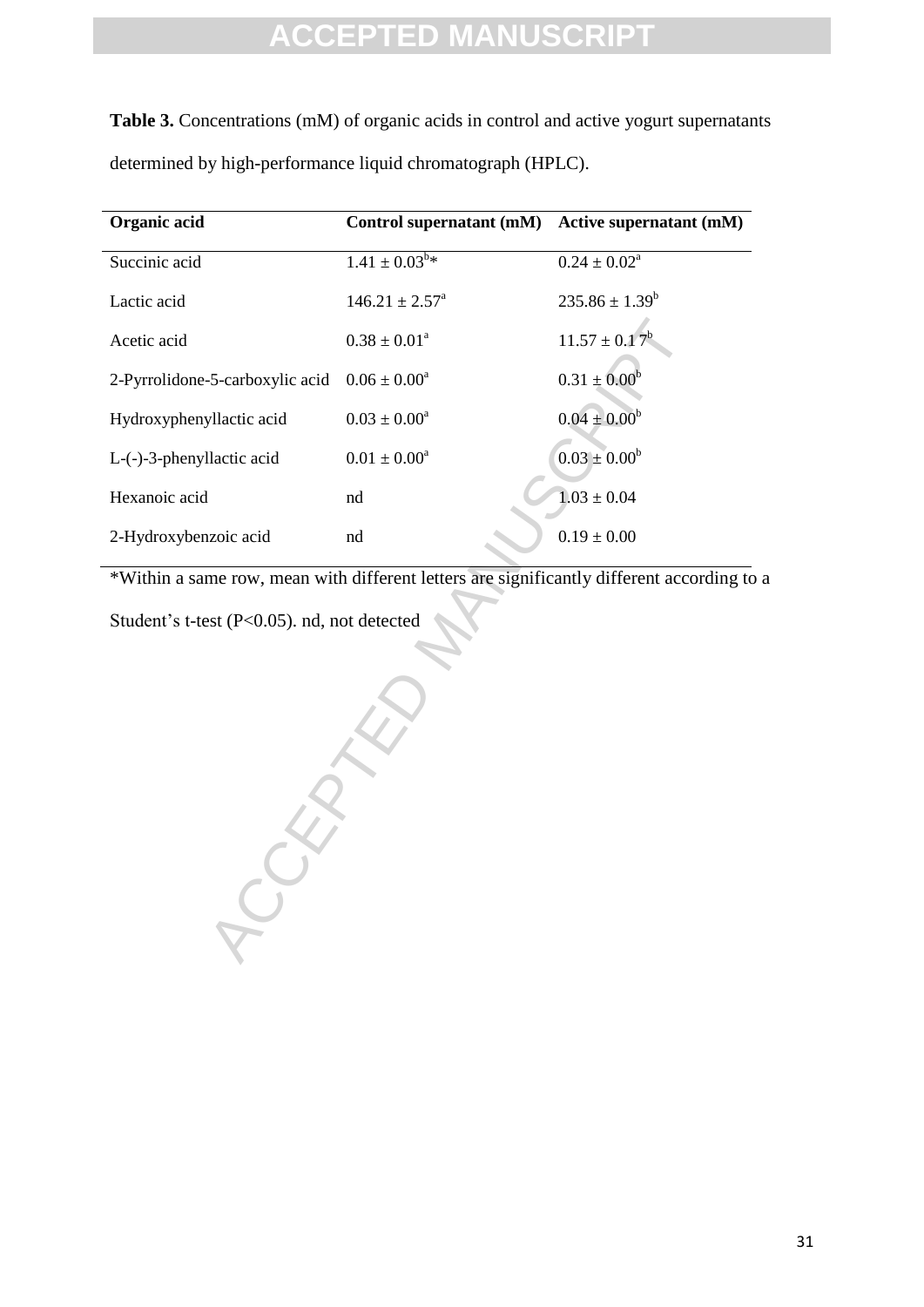**Table 3.** Concentrations (mM) of organic acids in control and active yogurt supernatants determined by high-performance liquid chromatograph (HPLC).

| Organic acid | Control supernatant (mM) | Active supernatant (mM) |
|---|---|---|
| Succinic acid | $1.41 \pm 0.03^{b}$* | $0.24 \pm 0.02^{a}$ |
| Lactic acid | $146.21 \pm 2.57^{a}$ | $235.86 \pm 1.39^{b}$ |
| Acetic acid | $0.38 \pm 0.01^{a}$ | $11.57 \pm 0.17^{b}$ |
| 2-Pyrrolidone-5-carboxylic acid | $0.06 \pm 0.00^{a}$ | $0.31 \pm 0.00^{b}$ |
| Hydroxyphenyllactic acid | $0.03 \pm 0.00^{a}$ | $0.04 \pm 0.00^{b}$ |
| L-(-)-3-phenyllactic acid | $0.01 \pm 0.00^{a}$ | $0.03 \pm 0.00^{b}$ |
| Hexanoic acid | nd | $1.03 \pm 0.04$ |
| 2-Hydroxybenzoic acid | nd | $0.19 \pm 0.00$ |

*Within a same row, mean with different letters are significantly different according to a Student's t-test ($P<0.05$). nd, not detected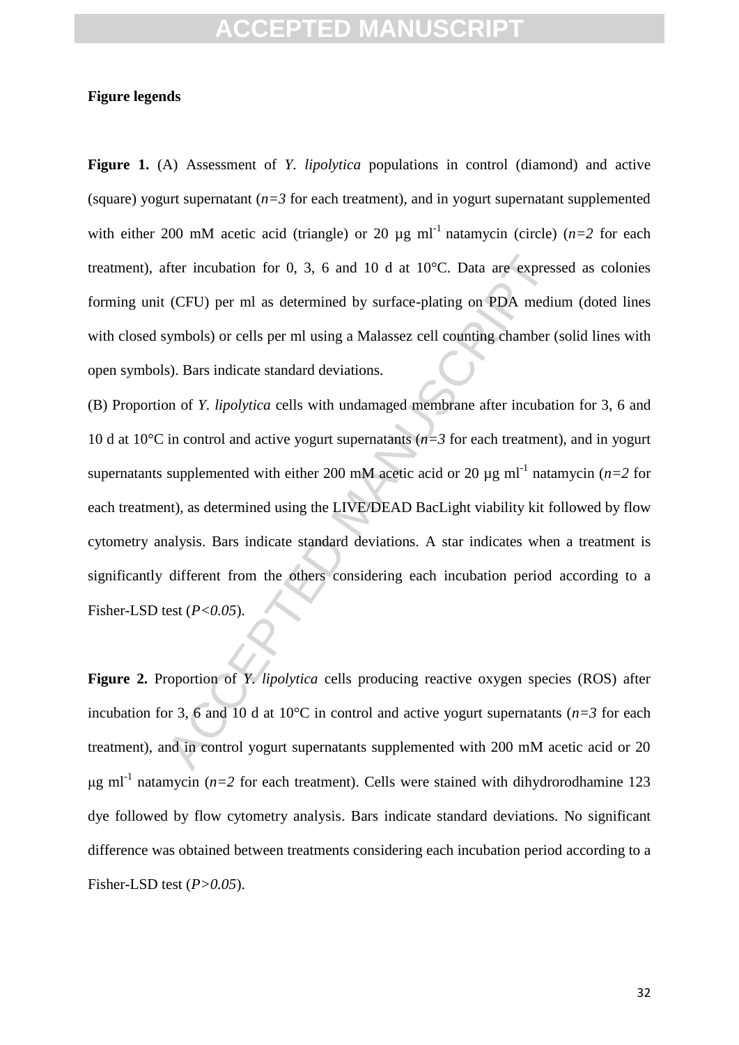**Figure legends**

**Figure 1.** (A) Assessment of *Y. lipolytica* populations in control (diamond) and active (square) yogurt supernatant (*n=3* for each treatment), and in yogurt supernatant supplemented with either 200 mM acetic acid (triangle) or 20 µg $ml^{-1}$ natamycin (circle) (*n=2* for each treatment), after incubation for 0, 3, 6 and 10 d at 10°C. Data are expressed as colonies forming unit (CFU) per ml as determined by surface-plating on PDA medium (doted lines with closed symbols) or cells per ml using a Malassez cell counting chamber (solid lines with open symbols). Bars indicate standard deviations.

(B) Proportion of *Y. lipolytica* cells with undamaged membrane after incubation for 3, 6 and 10 d at 10°C in control and active yogurt supernatants (*n=3* for each treatment), and in yogurt supernatants supplemented with either 200 mM acetic acid or 20 µg $ml^{-1}$ natamycin (*n=2* for each treatment), as determined using the LIVE/DEAD BacLight viability kit followed by flow cytometry analysis. Bars indicate standard deviations. A star indicates when a treatment is significantly different from the others considering each incubation period according to a Fisher-LSD test (*P<0.05*).

**Figure 2.** Proportion of *Y. lipolytica* cells producing reactive oxygen species (ROS) after incubation for 3, 6 and 10 d at 10°C in control and active yogurt supernatants (*n=3* for each treatment), and in control yogurt supernatants supplemented with 200 mM acetic acid or 20 µg $ml^{-1}$ natamycin (*n=2* for each treatment). Cells were stained with dihydrorodhamine 123 dye followed by flow cytometry analysis. Bars indicate standard deviations. No significant difference was obtained between treatments considering each incubation period according to a Fisher-LSD test (*P>0.05*).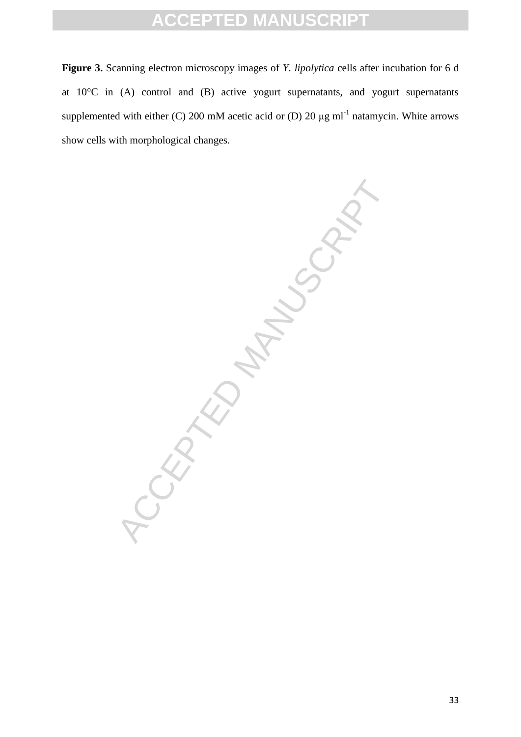**Figure 3.** Scanning electron microscopy images of *Y. lipolytica* cells after incubation for 6 d at 10°C in (A) control and (B) active yogurt supernatants, and yogurt supernatants supplemented with either (C) 200 mM acetic acid or (D) 20 μg $ml^{-1}$ natamycin. White arrows show cells with morphological changes.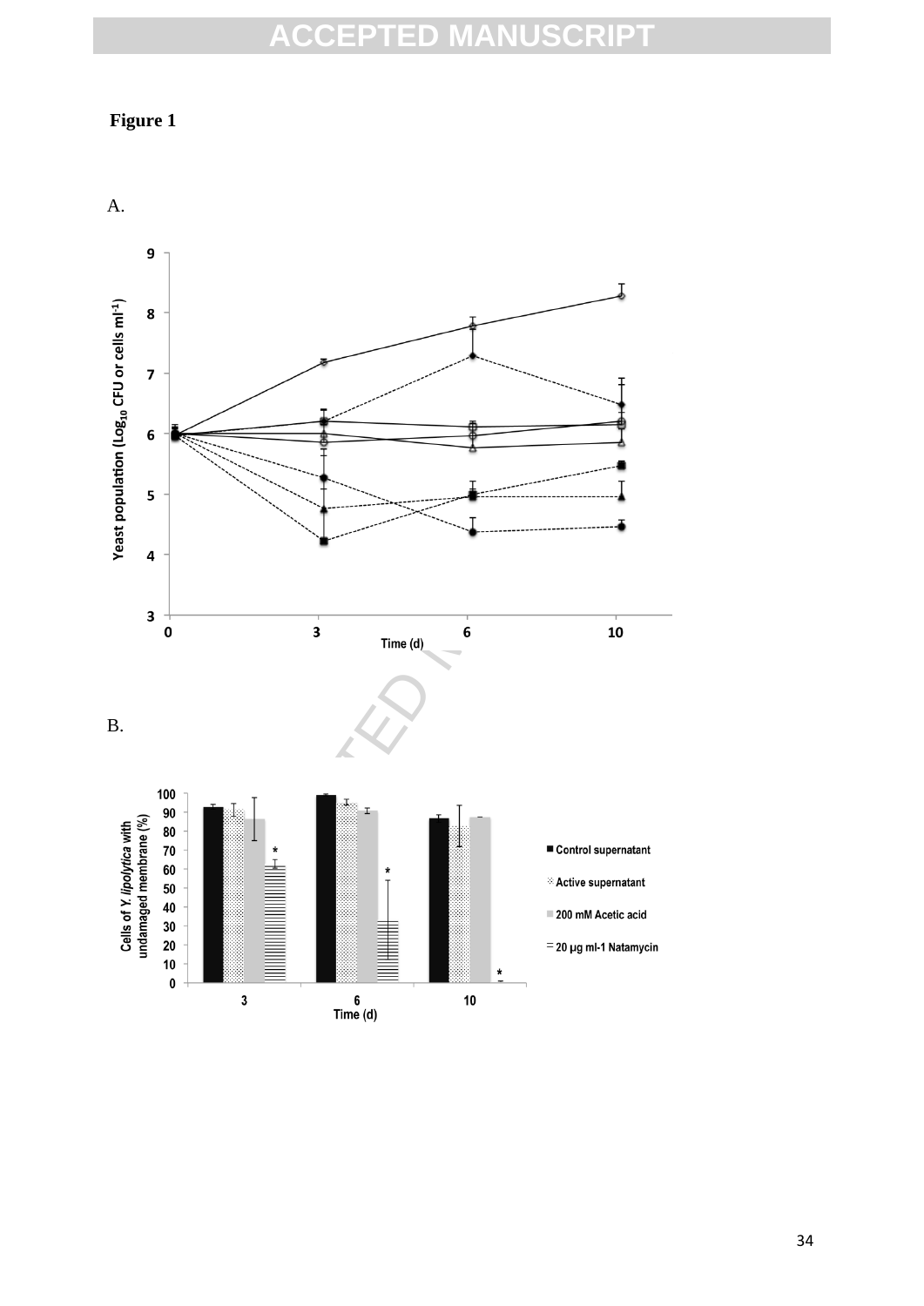**Figure 1**

A.

B.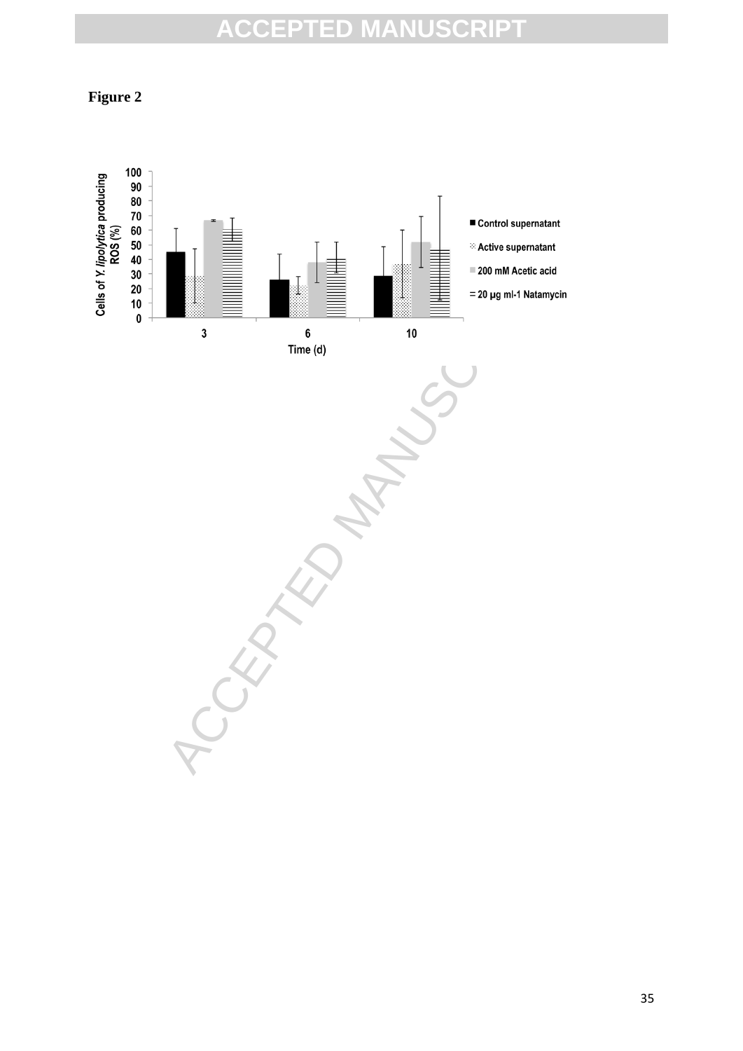**Figure 2**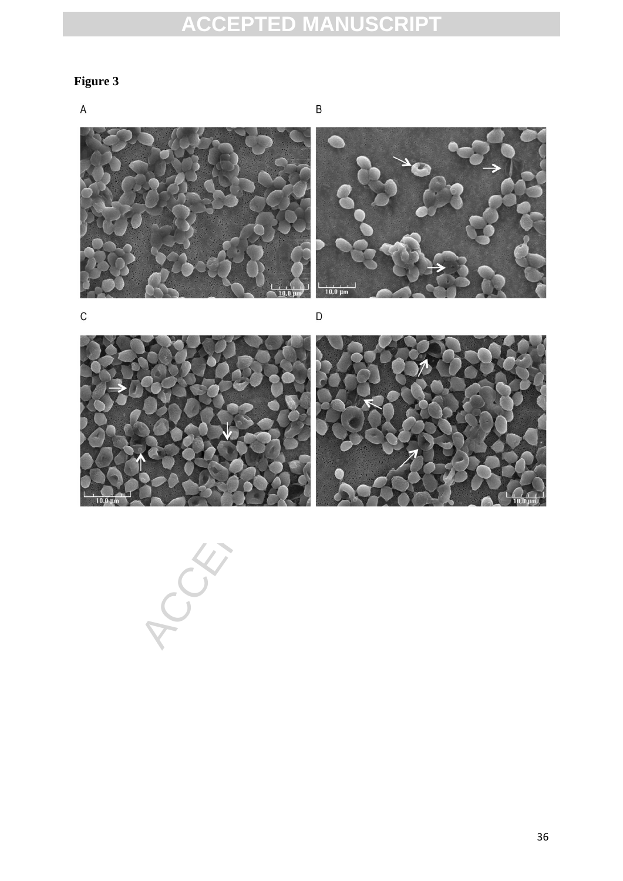**Figure 3**

A

B

C

D

10.0 µm